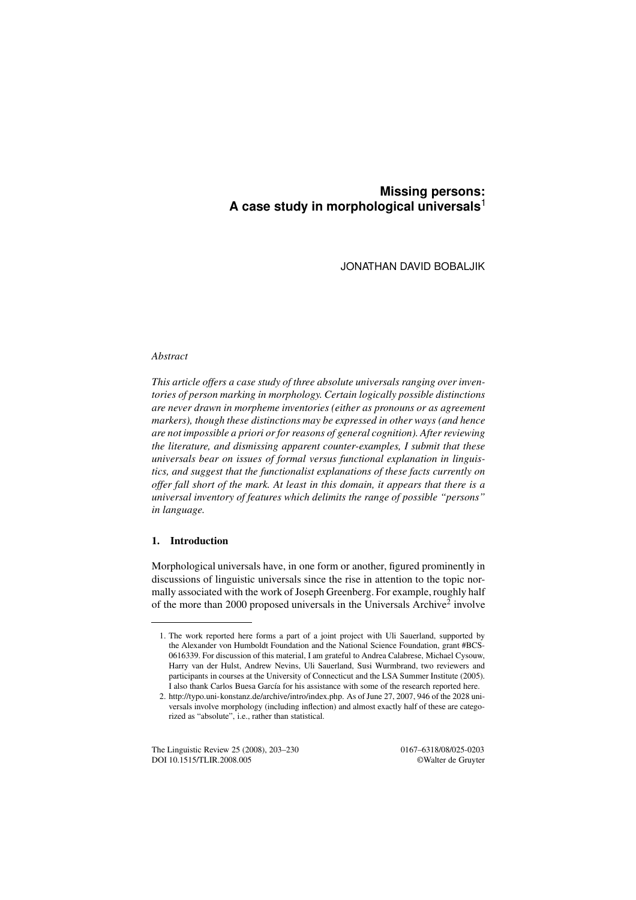# Missing persons: A case study in morphological universals[1]

JONATHAN DAVID BOBALJIK

*Abstract*

*This article offers a case study of three absolute universals ranging over inventories of person marking in morphology. Certain logically possible distinctions are never drawn in morpheme inventories (either as pronouns or as agreement markers), though these distinctions may be expressed in other ways (and hence are not impossible a priori or for reasons of general cognition). After reviewing the literature, and dismissing apparent counter-examples, I submit that these universals bear on issues of formal versus functional explanation in linguistics, and suggest that the functionalist explanations of these facts currently on offer fall short of the mark. At least in this domain, it appears that there is a universal inventory of features which delimits the range of possible "persons" in language.*

## 1. Introduction

Morphological universals have, in one form or another, figured prominently in discussions of linguistic universals since the rise in attention to the topic normally associated with the work of Joseph Greenberg. For example, roughly half of the more than 2000 proposed universals in the Universals Archive[2] involve

---

1. The work reported here forms a part of a joint project with Uli Sauerland, supported by the Alexander von Humboldt Foundation and the National Science Foundation, grant #BCS-0616339. For discussion of this material, I am grateful to Andrea Calabrese, Michael Cysouw, Harry van der Hulst, Andrew Nevins, Uli Sauerland, Susi Wurmbrand, two reviewers and participants in courses at the University of Connecticut and the LSA Summer Institute (2005). I also thank Carlos Buesa García for his assistance with some of the research reported here.

2. http://typo.uni-konstanz.de/archive/intro/index.php. As of June 27, 2007, 946 of the 2028 universals involve morphology (including inflection) and almost exactly half of these are categorized as "absolute", i.e., rather than statistical.

The Linguistic Review 25 (2008), 203–230
DOI 10.1515/TLIR.2008.005

0167–6318/08/025-0203
©Walter de Gruyter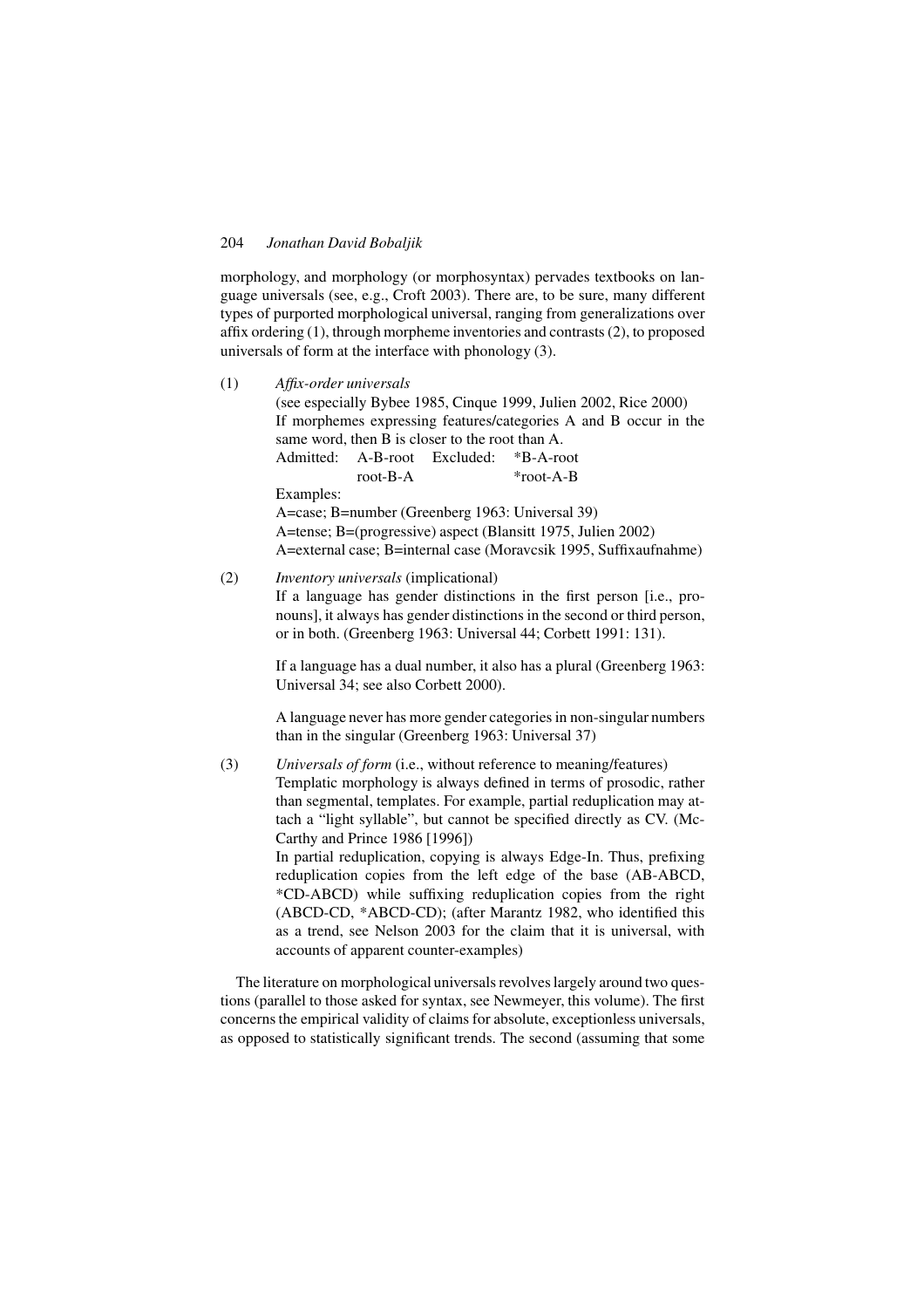morphology, and morphology (or morphosyntax) pervades textbooks on language universals (see, e.g., Croft 2003). There are, to be sure, many different types of purported morphological universal, ranging from generalizations over affix ordering (1), through morpheme inventories and contrasts (2), to proposed universals of form at the interface with phonology (3).

(1) *Affix-order universals*
(see especially Bybee 1985, Cinque 1999, Julien 2002, Rice 2000)
If morphemes expressing features/categories A and B occur in the same word, then B is closer to the root than A.

| Admitted: | A-B-root | Excluded: | *B-A-root |
|---|---|---|---|
| | root-B-A | | *root-A-B |

Examples:
A=case; B=number (Greenberg 1963: Universal 39)
A=tense; B=(progressive) aspect (Blansitt 1975, Julien 2002)
A=external case; B=internal case (Moravcsik 1995, Suffixaufnahme)

(2) *Inventory universals* (implicational)
If a language has gender distinctions in the first person [i.e., pronouns], it always has gender distinctions in the second or third person, or in both. (Greenberg 1963: Universal 44; Corbett 1991: 131).

If a language has a dual number, it also has a plural (Greenberg 1963: Universal 34; see also Corbett 2000).

A language never has more gender categories in non-singular numbers than in the singular (Greenberg 1963: Universal 37)

(3) *Universals of form* (i.e., without reference to meaning/features)
Templatic morphology is always defined in terms of prosodic, rather than segmental, templates. For example, partial reduplication may attach a "light syllable", but cannot be specified directly as CV. (McCarthy and Prince 1986 [1996])
In partial reduplication, copying is always Edge-In. Thus, prefixing reduplication copies from the left edge of the base (AB-ABCD, *CD-ABCD) while suffixing reduplication copies from the right (ABCD-CD, *ABCD-CD); (after Marantz 1982, who identified this as a trend, see Nelson 2003 for the claim that it is universal, with accounts of apparent counter-examples)

The literature on morphological universals revolves largely around two questions (parallel to those asked for syntax, see Newmeyer, this volume). The first concerns the empirical validity of claims for absolute, exceptionless universals, as opposed to statistically significant trends. The second (assuming that some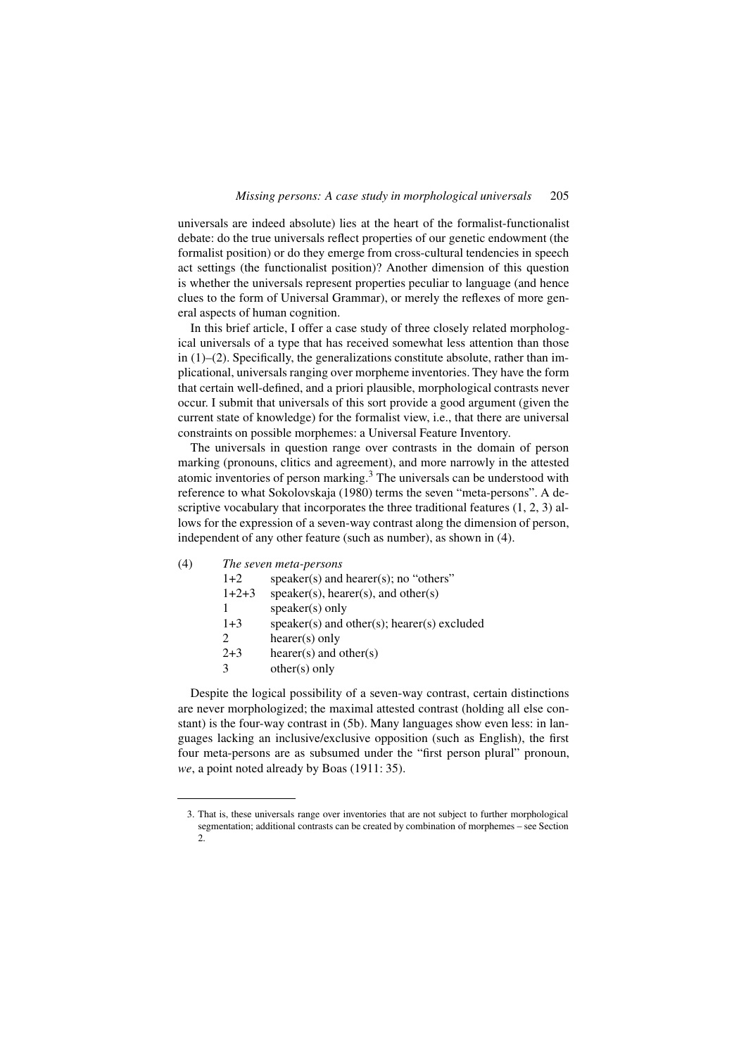universals are indeed absolute) lies at the heart of the formalist-functionalist debate: do the true universals reflect properties of our genetic endowment (the formalist position) or do they emerge from cross-cultural tendencies in speech act settings (the functionalist position)? Another dimension of this question is whether the universals represent properties peculiar to language (and hence clues to the form of Universal Grammar), or merely the reflexes of more general aspects of human cognition.

In this brief article, I offer a case study of three closely related morphological universals of a type that has received somewhat less attention than those in (1)–(2). Specifically, the generalizations constitute absolute, rather than implicational, universals ranging over morpheme inventories. They have the form that certain well-defined, and a priori plausible, morphological contrasts never occur. I submit that universals of this sort provide a good argument (given the current state of knowledge) for the formalist view, i.e., that there are universal constraints on possible morphemes: a Universal Feature Inventory.

The universals in question range over contrasts in the domain of person marking (pronouns, clitics and agreement), and more narrowly in the attested atomic inventories of person marking.[3] The universals can be understood with reference to what Sokolovskaja (1980) terms the seven "meta-persons". A descriptive vocabulary that incorporates the three traditional features (1, 2, 3) allows for the expression of a seven-way contrast along the dimension of person, independent of any other feature (such as number), as shown in (4).

(4) *The seven meta-persons*

| | |
|---|---|
| 1+2 | speaker(s) and hearer(s); no "others" |
| 1+2+3 | speaker(s), hearer(s), and other(s) |
| 1 | speaker(s) only |
| 1+3 | speaker(s) and other(s); hearer(s) excluded |
| 2 | hearer(s) only |
| 2+3 | hearer(s) and other(s) |
| 3 | other(s) only |

Despite the logical possibility of a seven-way contrast, certain distinctions are never morphologized; the maximal attested contrast (holding all else constant) is the four-way contrast in (5b). Many languages show even less: in languages lacking an inclusive/exclusive opposition (such as English), the first four meta-persons are as subsumed under the "first person plural" pronoun, *we*, a point noted already by Boas (1911: 35).

---

3. That is, these universals range over inventories that are not subject to further morphological segmentation; additional contrasts can be created by combination of morphemes – see Section 2.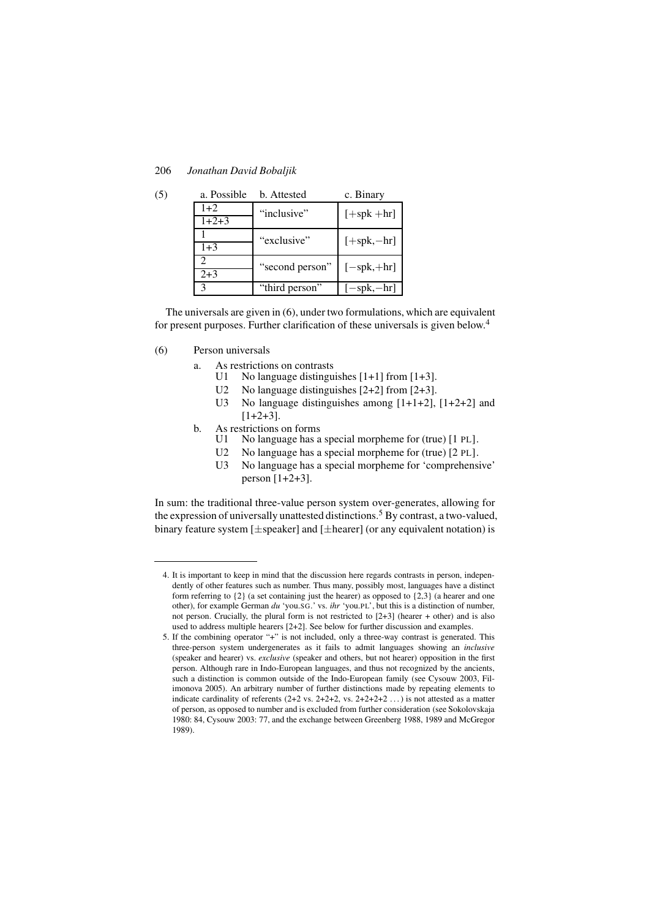(5)

| a. Possible | b. Attested | c. Binary |
|---|---|---|
| 1+2 | "inclusive" | [+spk +hr] |
| 1+2+3 | | |
| 1 | "exclusive" | [+spk,−hr] |
| 1+3 | | |
| 2 | "second person" | [−spk,+hr] |
| 2+3 | | |
| 3 | "third person" | [−spk,−hr] |

The universals are given in (6), under two formulations, which are equivalent for present purposes. Further clarification of these universals is given below.[4]

(6) Person universals

a. As restrictions on contrasts
   - U1 No language distinguishes [1+1] from [1+3].
   - U2 No language distinguishes [2+2] from [2+3].
   - U3 No language distinguishes among [1+1+2], [1+2+2] and [1+2+3].

b. As restrictions on forms
   - U1 No language has a special morpheme for (true) [1 PL].
   - U2 No language has a special morpheme for (true) [2 PL].
   - U3 No language has a special morpheme for 'comprehensive' person [1+2+3].

In sum: the traditional three-value person system over-generates, allowing for the expression of universally unattested distinctions.[5] By contrast, a two-valued, binary feature system [±speaker] and [±hearer] (or any equivalent notation) is

---

4. It is important to keep in mind that the discussion here regards contrasts in person, independently of other features such as number. Thus many, possibly most, languages have a distinct form referring to {2} (a set containing just the hearer) as opposed to {2,3} (a hearer and one other), for example German *du* 'you.SG.' vs. *ihr* 'you.PL', but this is a distinction of number, not person. Crucially, the plural form is not restricted to [2+3] (hearer + other) and is also used to address multiple hearers [2+2]. See below for further discussion and examples.

5. If the combining operator "+" is not included, only a three-way contrast is generated. This three-person system undergenerates as it fails to admit languages showing an *inclusive* (speaker and hearer) vs. *exclusive* (speaker and others, but not hearer) opposition in the first person. Although rare in Indo-European languages, and thus not recognized by the ancients, such a distinction is common outside of the Indo-European family (see Cysouw 2003, Filimonova 2005). An arbitrary number of further distinctions made by repeating elements to indicate cardinality of referents (2+2 vs. 2+2+2, vs. 2+2+2+2 ...) is not attested as a matter of person, as opposed to number and is excluded from further consideration (see Sokolovskaja 1980: 84, Cysouw 2003: 77, and the exchange between Greenberg 1988, 1989 and McGregor 1989).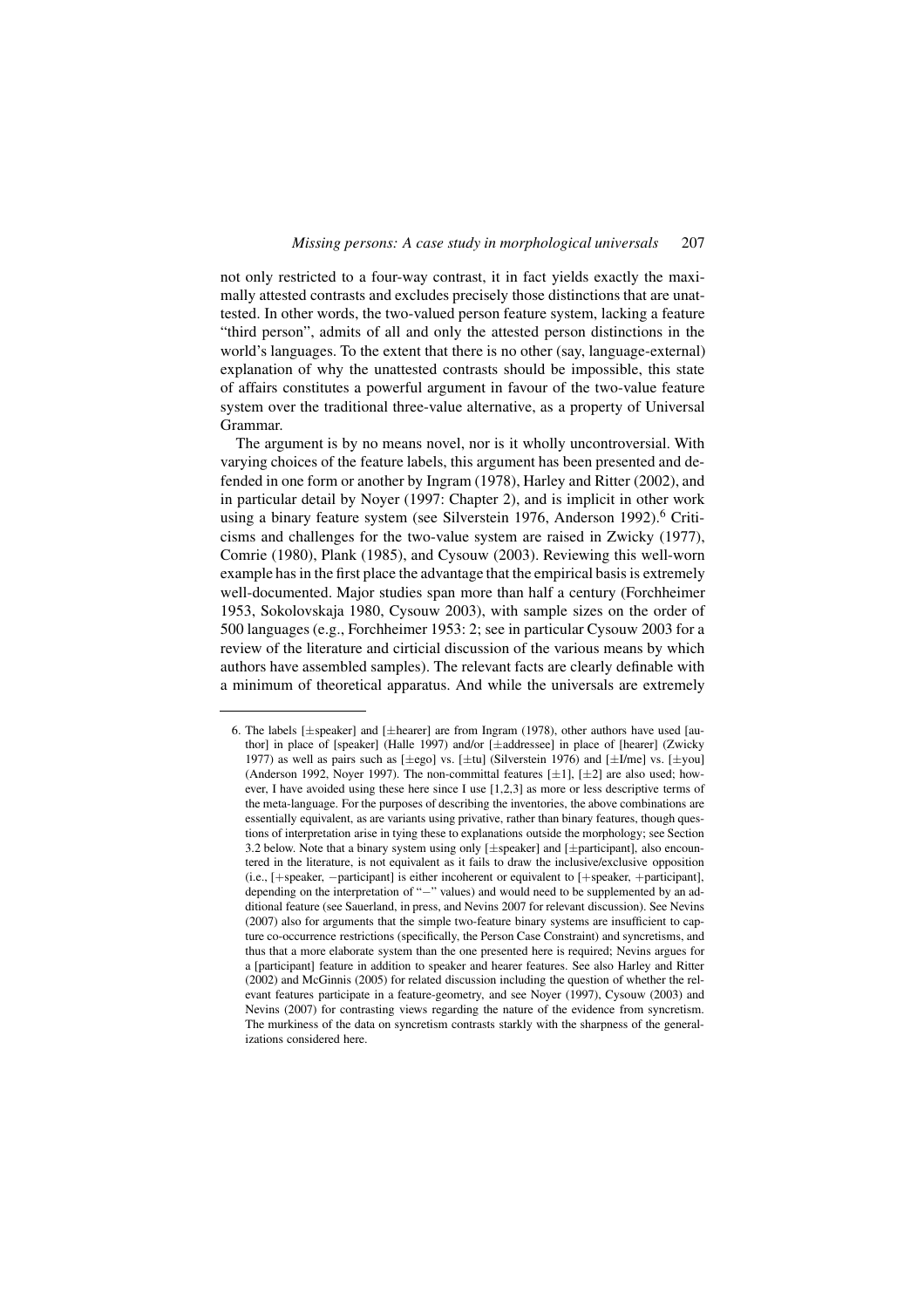not only restricted to a four-way contrast, it in fact yields exactly the maximally attested contrasts and excludes precisely those distinctions that are unattested. In other words, the two-valued person feature system, lacking a feature "third person", admits of all and only the attested person distinctions in the world's languages. To the extent that there is no other (say, language-external) explanation of why the unattested contrasts should be impossible, this state of affairs constitutes a powerful argument in favour of the two-value feature system over the traditional three-value alternative, as a property of Universal Grammar.

The argument is by no means novel, nor is it wholly uncontroversial. With varying choices of the feature labels, this argument has been presented and defended in one form or another by Ingram (1978), Harley and Ritter (2002), and in particular detail by Noyer (1997: Chapter 2), and is implicit in other work using a binary feature system (see Silverstein 1976, Anderson 1992).[6] Criticisms and challenges for the two-value system are raised in Zwicky (1977), Comrie (1980), Plank (1985), and Cysouw (2003). Reviewing this well-worn example has in the first place the advantage that the empirical basis is extremely well-documented. Major studies span more than half a century (Forchheimer 1953, Sokolovskaja 1980, Cysouw 2003), with sample sizes on the order of 500 languages (e.g., Forchheimer 1953: 2; see in particular Cysouw 2003 for a review of the literature and cirticial discussion of the various means by which authors have assembled samples). The relevant facts are clearly definable with a minimum of theoretical apparatus. And while the universals are extremely

---

6. The labels [±speaker] and [±hearer] are from Ingram (1978), other authors have used [author] in place of [speaker] (Halle 1997) and/or [±addressee] in place of [hearer] (Zwicky 1977) as well as pairs such as [±ego] vs. [±tu] (Silverstein 1976) and [±I/me] vs. [±you] (Anderson 1992, Noyer 1997). The non-committal features [±1], [±2] are also used; however, I have avoided using these here since I use [1,2,3] as more or less descriptive terms of the meta-language. For the purposes of describing the inventories, the above combinations are essentially equivalent, as are variants using privative, rather than binary features, though questions of interpretation arise in tying these to explanations outside the morphology; see Section 3.2 below. Note that a binary system using only [±speaker] and [±participant], also encountered in the literature, is not equivalent as it fails to draw the inclusive/exclusive opposition (i.e., [+speaker, −participant] is either incoherent or equivalent to [+speaker, +participant], depending on the interpretation of "−" values) and would need to be supplemented by an additional feature (see Sauerland, in press, and Nevins 2007 for relevant discussion). See Nevins (2007) also for arguments that the simple two-feature binary systems are insufficient to capture co-occurrence restrictions (specifically, the Person Case Constraint) and syncretisms, and thus that a more elaborate system than the one presented here is required; Nevins argues for a [participant] feature in addition to speaker and hearer features. See also Harley and Ritter (2002) and McGinnis (2005) for related discussion including the question of whether the relevant features participate in a feature-geometry, and see Noyer (1997), Cysouw (2003) and Nevins (2007) for contrasting views regarding the nature of the evidence from syncretism. The murkiness of the data on syncretism contrasts starkly with the sharpness of the generalizations considered here.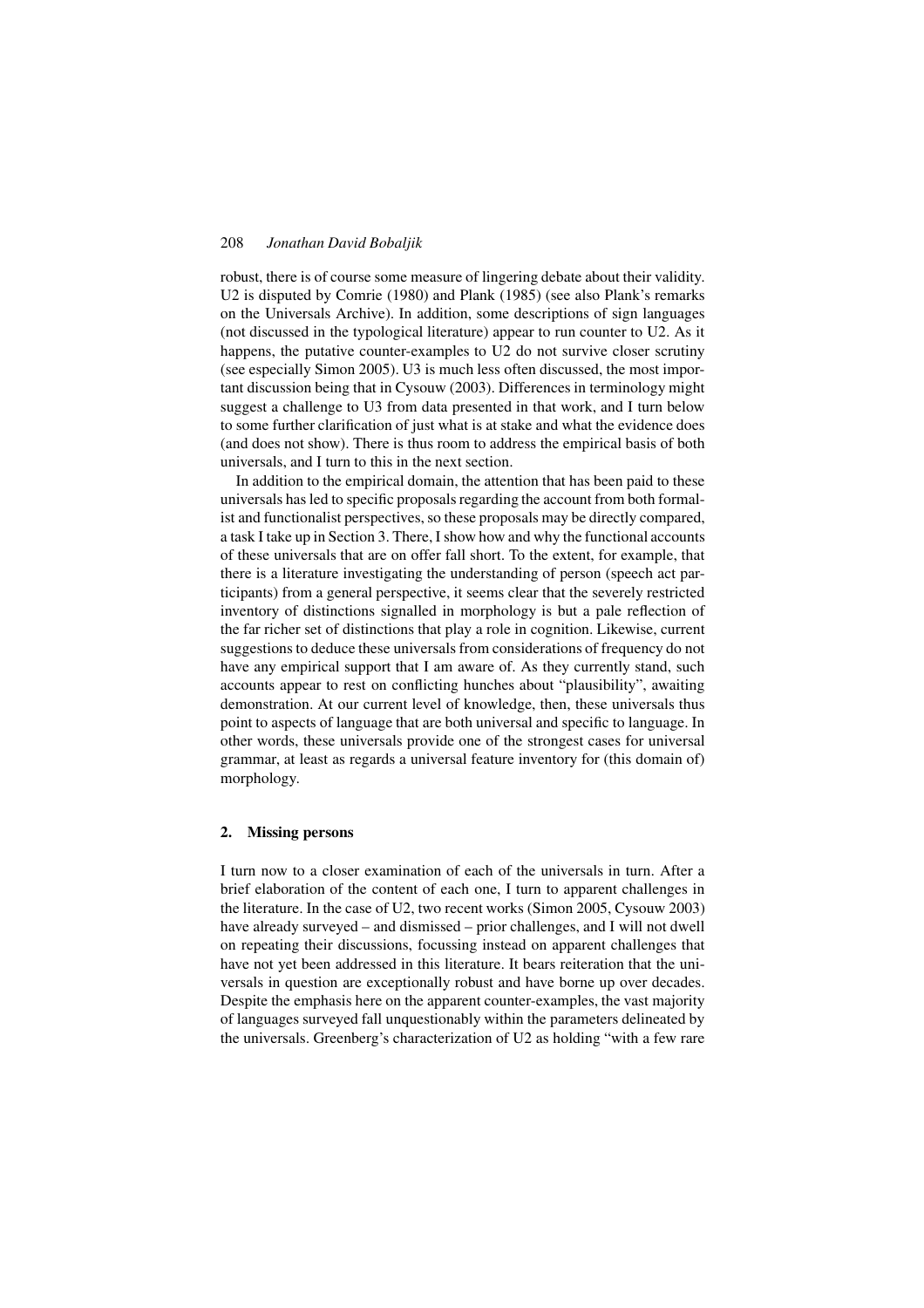robust, there is of course some measure of lingering debate about their validity. U2 is disputed by Comrie (1980) and Plank (1985) (see also Plank's remarks on the Universals Archive). In addition, some descriptions of sign languages (not discussed in the typological literature) appear to run counter to U2. As it happens, the putative counter-examples to U2 do not survive closer scrutiny (see especially Simon 2005). U3 is much less often discussed, the most important discussion being that in Cysouw (2003). Differences in terminology might suggest a challenge to U3 from data presented in that work, and I turn below to some further clarification of just what is at stake and what the evidence does (and does not show). There is thus room to address the empirical basis of both universals, and I turn to this in the next section.

In addition to the empirical domain, the attention that has been paid to these universals has led to specific proposals regarding the account from both formalist and functionalist perspectives, so these proposals may be directly compared, a task I take up in Section 3. There, I show how and why the functional accounts of these universals that are on offer fall short. To the extent, for example, that there is a literature investigating the understanding of person (speech act participants) from a general perspective, it seems clear that the severely restricted inventory of distinctions signalled in morphology is but a pale reflection of the far richer set of distinctions that play a role in cognition. Likewise, current suggestions to deduce these universals from considerations of frequency do not have any empirical support that I am aware of. As they currently stand, such accounts appear to rest on conflicting hunches about "plausibility", awaiting demonstration. At our current level of knowledge, then, these universals thus point to aspects of language that are both universal and specific to language. In other words, these universals provide one of the strongest cases for universal grammar, at least as regards a universal feature inventory for (this domain of) morphology.

## 2. Missing persons

I turn now to a closer examination of each of the universals in turn. After a brief elaboration of the content of each one, I turn to apparent challenges in the literature. In the case of U2, two recent works (Simon 2005, Cysouw 2003) have already surveyed – and dismissed – prior challenges, and I will not dwell on repeating their discussions, focussing instead on apparent challenges that have not yet been addressed in this literature. It bears reiteration that the universals in question are exceptionally robust and have borne up over decades. Despite the emphasis here on the apparent counter-examples, the vast majority of languages surveyed fall unquestionably within the parameters delineated by the universals. Greenberg's characterization of U2 as holding "with a few rare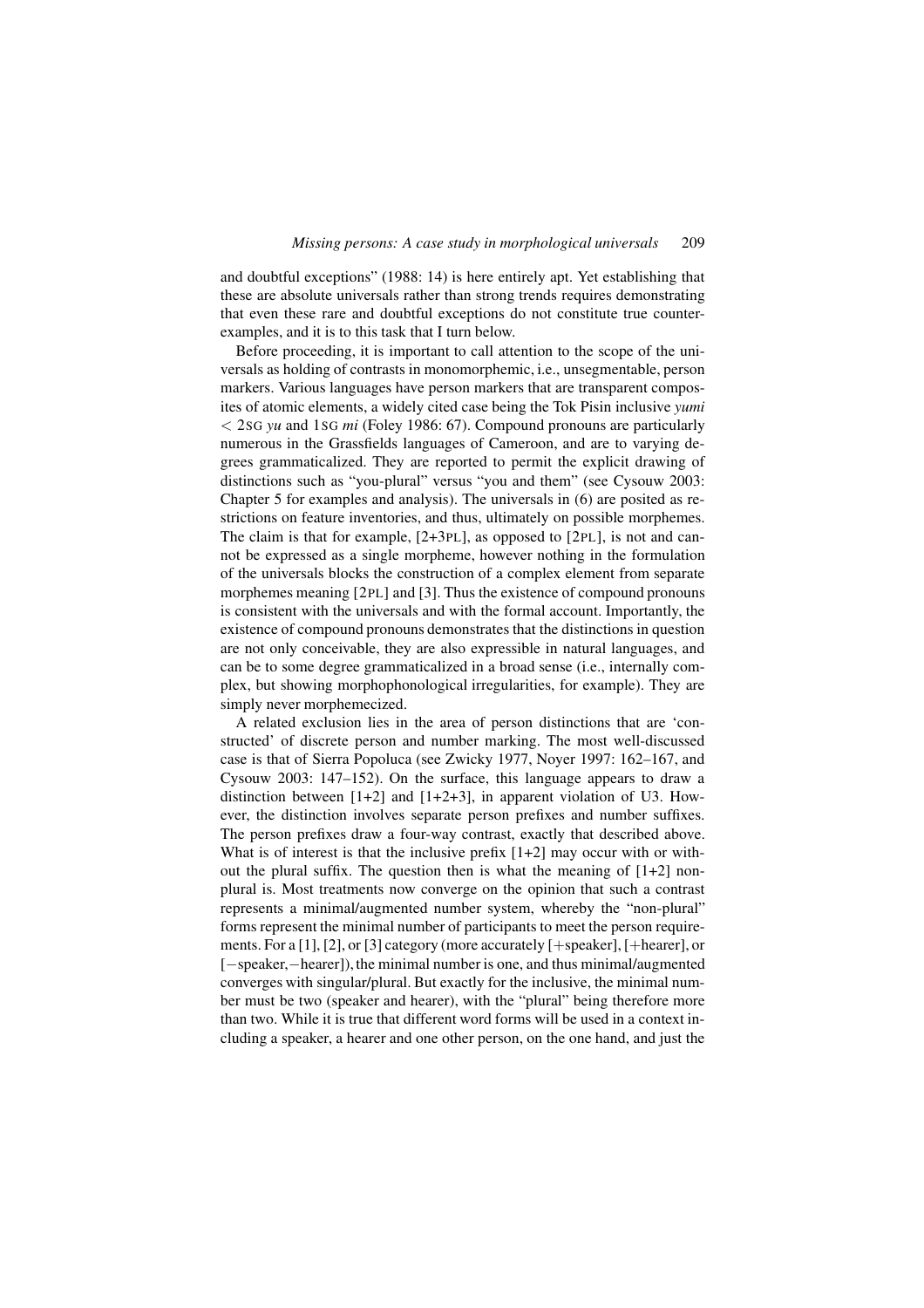and doubtful exceptions" (1988: 14) is here entirely apt. Yet establishing that these are absolute universals rather than strong trends requires demonstrating that even these rare and doubtful exceptions do not constitute true counterexamples, and it is to this task that I turn below.

Before proceeding, it is important to call attention to the scope of the universals as holding of contrasts in monomorphemic, i.e., unsegmentable, person markers. Various languages have person markers that are transparent composites of atomic elements, a widely cited case being the Tok Pisin inclusive *yumi* < 2SG *yu* and 1SG *mi* (Foley 1986: 67). Compound pronouns are particularly numerous in the Grassfields languages of Cameroon, and are to varying degrees grammaticalized. They are reported to permit the explicit drawing of distinctions such as "you-plural" versus "you and them" (see Cysouw 2003: Chapter 5 for examples and analysis). The universals in (6) are posited as restrictions on feature inventories, and thus, ultimately on possible morphemes. The claim is that for example, [2+3PL], as opposed to [2PL], is not and cannot be expressed as a single morpheme, however nothing in the formulation of the universals blocks the construction of a complex element from separate morphemes meaning [2PL] and [3]. Thus the existence of compound pronouns is consistent with the universals and with the formal account. Importantly, the existence of compound pronouns demonstrates that the distinctions in question are not only conceivable, they are also expressible in natural languages, and can be to some degree grammaticalized in a broad sense (i.e., internally complex, but showing morphophonological irregularities, for example). They are simply never morphemecized.

A related exclusion lies in the area of person distinctions that are 'constructed' of discrete person and number marking. The most well-discussed case is that of Sierra Popoluca (see Zwicky 1977, Noyer 1997: 162–167, and Cysouw 2003: 147–152). On the surface, this language appears to draw a distinction between [1+2] and [1+2+3], in apparent violation of U3. However, the distinction involves separate person prefixes and number suffixes. The person prefixes draw a four-way contrast, exactly that described above. What is of interest is that the inclusive prefix [1+2] may occur with or without the plural suffix. The question then is what the meaning of [1+2] non-plural is. Most treatments now converge on the opinion that such a contrast represents a minimal/augmented number system, whereby the "non-plural" forms represent the minimal number of participants to meet the person requirements. For a [1], [2], or [3] category (more accurately [+speaker], [+hearer], or [−speaker,−hearer]), the minimal number is one, and thus minimal/augmented converges with singular/plural. But exactly for the inclusive, the minimal number must be two (speaker and hearer), with the "plural" being therefore more than two. While it is true that different word forms will be used in a context including a speaker, a hearer and one other person, on the one hand, and just the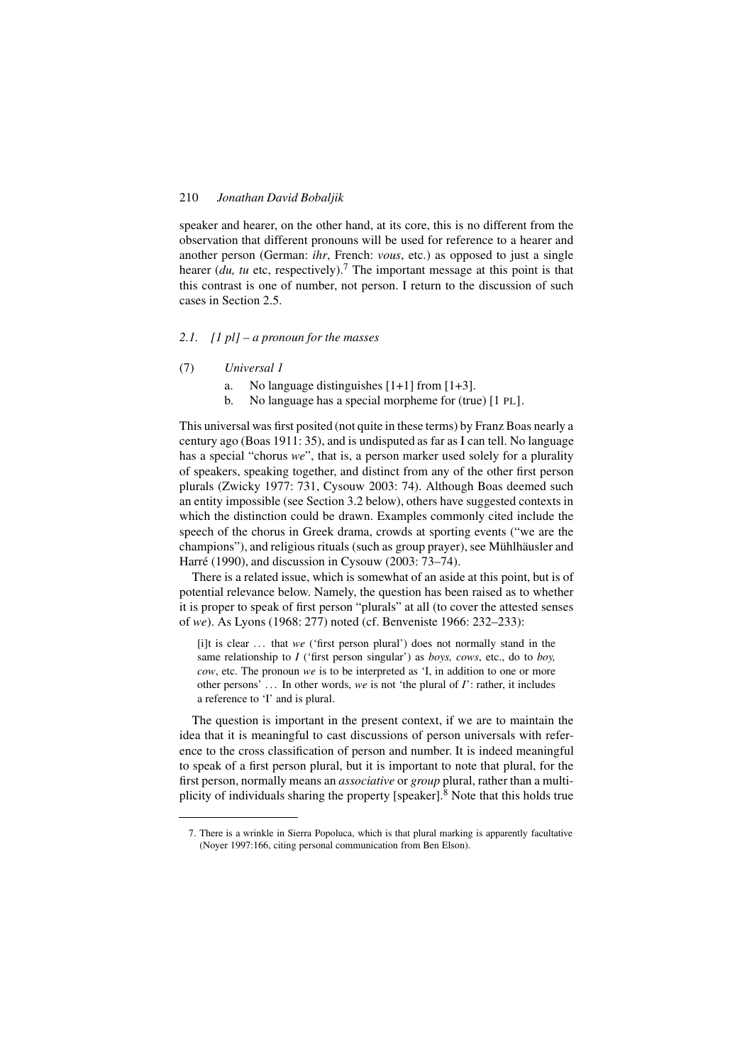speaker and hearer, on the other hand, at its core, this is no different from the observation that different pronouns will be used for reference to a hearer and another person (German: *ihr*, French: *vous*, etc.) as opposed to just a single hearer (*du, tu* etc, respectively).[7] The important message at this point is that this contrast is one of number, not person. I return to the discussion of such cases in Section 2.5.

### *2.1. [1 pl] – a pronoun for the masses*

(7) *Universal 1*

  a. No language distinguishes [1+1] from [1+3].

  b. No language has a special morpheme for (true) [1 PL].

This universal was first posited (not quite in these terms) by Franz Boas nearly a century ago (Boas 1911: 35), and is undisputed as far as I can tell. No language has a special "chorus *we*", that is, a person marker used solely for a plurality of speakers, speaking together, and distinct from any of the other first person plurals (Zwicky 1977: 731, Cysouw 2003: 74). Although Boas deemed such an entity impossible (see Section 3.2 below), others have suggested contexts in which the distinction could be drawn. Examples commonly cited include the speech of the chorus in Greek drama, crowds at sporting events ("we are the champions"), and religious rituals (such as group prayer), see Mühlhäusler and Harré (1990), and discussion in Cysouw (2003: 73–74).

There is a related issue, which is somewhat of an aside at this point, but is of potential relevance below. Namely, the question has been raised as to whether it is proper to speak of first person "plurals" at all (to cover the attested senses of *we*). As Lyons (1968: 277) noted (cf. Benveniste 1966: 232–233):

> [i]t is clear ... that *we* ('first person plural') does not normally stand in the same relationship to *I* ('first person singular') as *boys, cows*, etc., do to *boy, cow*, etc. The pronoun *we* is to be interpreted as 'I, in addition to one or more other persons' ... In other words, *we* is not 'the plural of *I*': rather, it includes a reference to 'I' and is plural.

The question is important in the present context, if we are to maintain the idea that it is meaningful to cast discussions of person universals with reference to the cross classification of person and number. It is indeed meaningful to speak of a first person plural, but it is important to note that plural, for the first person, normally means an *associative* or *group* plural, rather than a multiplicity of individuals sharing the property [speaker].[8] Note that this holds true

---

7. There is a wrinkle in Sierra Popoluca, which is that plural marking is apparently facultative (Noyer 1997:166, citing personal communication from Ben Elson).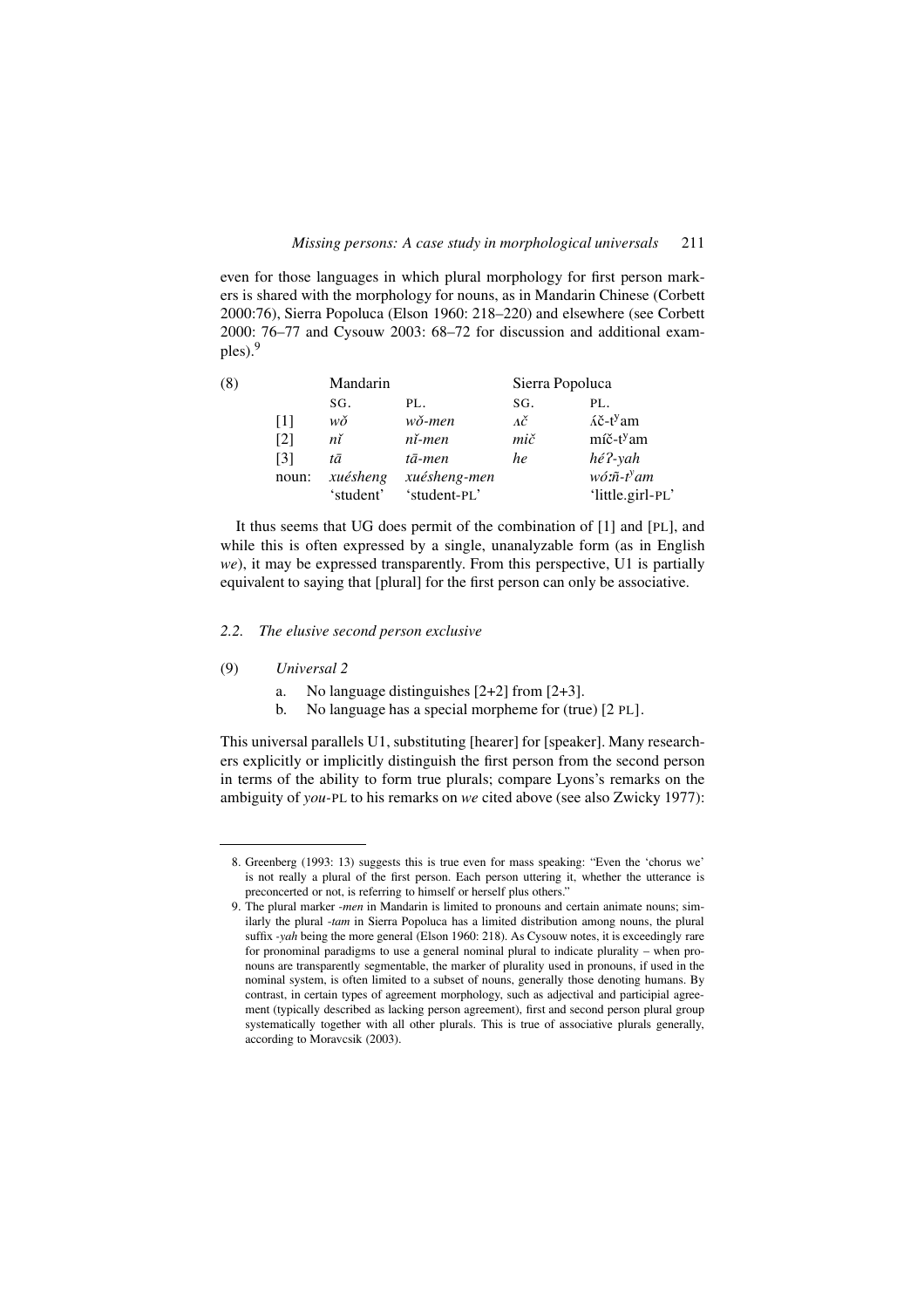even for those languages in which plural morphology for first person markers is shared with the morphology for nouns, as in Mandarin Chinese (Corbett 2000:76), Sierra Popoluca (Elson 1960: 218–220) and elsewhere (see Corbett 2000: 76–77 and Cysouw 2003: 68–72 for discussion and additional examples).[9]

(8)

| | Mandarin | | Sierra Popoluca | |
|---|---|---|---|---|
| | SG. | PL. | SG. | PL. |
| [1] | *wǒ* | *wǒ-men* | *ʌč* | ʌ́č-tʸam |
| [2] | *nǐ* | *nǐ-men* | *mič* | míč-tʸam |
| [3] | *tā* | *tā-men* | *he* | *héʔ-yah* |
| noun: | *xuésheng* | *xuésheng-men* | | *wóːñ-tʸam* |
| | 'student' | 'student-PL' | | 'little.girl-PL' |

It thus seems that UG does permit of the combination of [1] and [PL], and while this is often expressed by a single, unanalyzable form (as in English *we*), it may be expressed transparently. From this perspective, U1 is partially equivalent to saying that [plural] for the first person can only be associative.

### 2.2. *The elusive second person exclusive*

(9) *Universal 2*

a. No language distinguishes [2+2] from [2+3].
b. No language has a special morpheme for (true) [2 PL].

This universal parallels U1, substituting [hearer] for [speaker]. Many researchers explicitly or implicitly distinguish the first person from the second person in terms of the ability to form true plurals; compare Lyons's remarks on the ambiguity of *you*-PL to his remarks on *we* cited above (see also Zwicky 1977):

---

8. Greenberg (1993: 13) suggests this is true even for mass speaking: "Even the 'chorus we' is not really a plural of the first person. Each person uttering it, whether the utterance is preconcerted or not, is referring to himself or herself plus others."

9. The plural marker *-men* in Mandarin is limited to pronouns and certain animate nouns; similarly the plural *-tam* in Sierra Popoluca has a limited distribution among nouns, the plural suffix *-yah* being the more general (Elson 1960: 218). As Cysouw notes, it is exceedingly rare for pronominal paradigms to use a general nominal plural to indicate plurality – when pronouns are transparently segmentable, the marker of plurality used in pronouns, if used in the nominal system, is often limited to a subset of nouns, generally those denoting humans. By contrast, in certain types of agreement morphology, such as adjectival and participial agreement (typically described as lacking person agreement), first and second person plural group systematically together with all other plurals. This is true of associative plurals generally, according to Moravcsik (2003).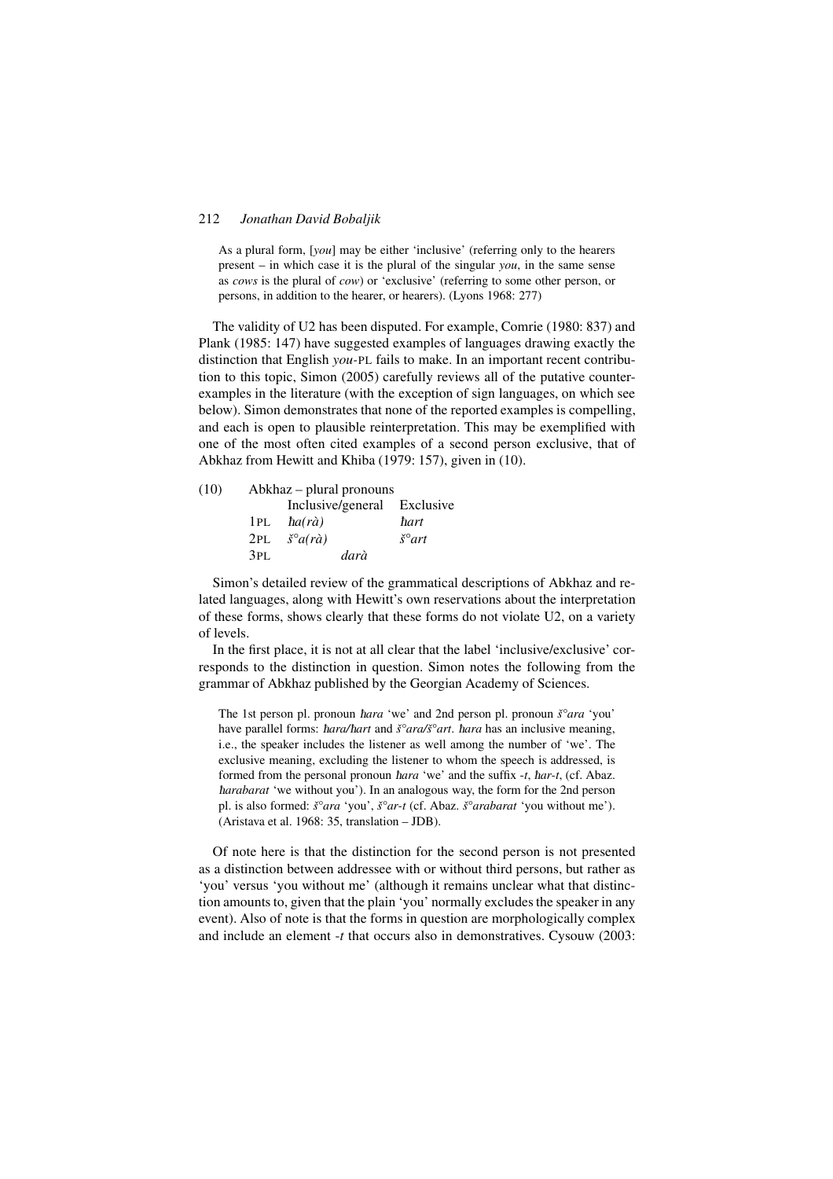As a plural form, [*you*] may be either 'inclusive' (referring only to the hearers present – in which case it is the plural of the singular *you*, in the same sense as *cows* is the plural of *cow*) or 'exclusive' (referring to some other person, or persons, in addition to the hearer, or hearers). (Lyons 1968: 277)

The validity of U2 has been disputed. For example, Comrie (1980: 837) and Plank (1985: 147) have suggested examples of languages drawing exactly the distinction that English *you*-PL fails to make. In an important recent contribution to this topic, Simon (2005) carefully reviews all of the putative counterexamples in the literature (with the exception of sign languages, on which see below). Simon demonstrates that none of the reported examples is compelling, and each is open to plausible reinterpretation. This may be exemplified with one of the most often cited examples of a second person exclusive, that of Abkhaz from Hewitt and Khiba (1979: 157), given in (10).

(10) Abkhaz – plural pronouns

| | Inclusive/general | Exclusive |
|---|---|---|
| 1PL | *ħa(rà)* | *ħart* |
| 2PL | *š°a(rà)* | *š°art* |
| 3PL | *darà* | |

Simon's detailed review of the grammatical descriptions of Abkhaz and related languages, along with Hewitt's own reservations about the interpretation of these forms, shows clearly that these forms do not violate U2, on a variety of levels.

In the first place, it is not at all clear that the label 'inclusive/exclusive' corresponds to the distinction in question. Simon notes the following from the grammar of Abkhaz published by the Georgian Academy of Sciences.

> The 1st person pl. pronoun *ħara* 'we' and 2nd person pl. pronoun *š°ara* 'you' have parallel forms: *ħara/ħart* and *š°ara/š°art*. *ħara* has an inclusive meaning, i.e., the speaker includes the listener as well among the number of 'we'. The exclusive meaning, excluding the listener to whom the speech is addressed, is formed from the personal pronoun *ħara* 'we' and the suffix *-t*, *ħar-t*, (cf. Abaz. *ħarabarat* 'we without you'). In an analogous way, the form for the 2nd person pl. is also formed: *š°ara* 'you', *š°ar-t* (cf. Abaz. *š°arabarat* 'you without me'). (Aristava et al. 1968: 35, translation – JDB).

Of note here is that the distinction for the second person is not presented as a distinction between addressee with or without third persons, but rather as 'you' versus 'you without me' (although it remains unclear what that distinction amounts to, given that the plain 'you' normally excludes the speaker in any event). Also of note is that the forms in question are morphologically complex and include an element *-t* that occurs also in demonstratives. Cysouw (2003: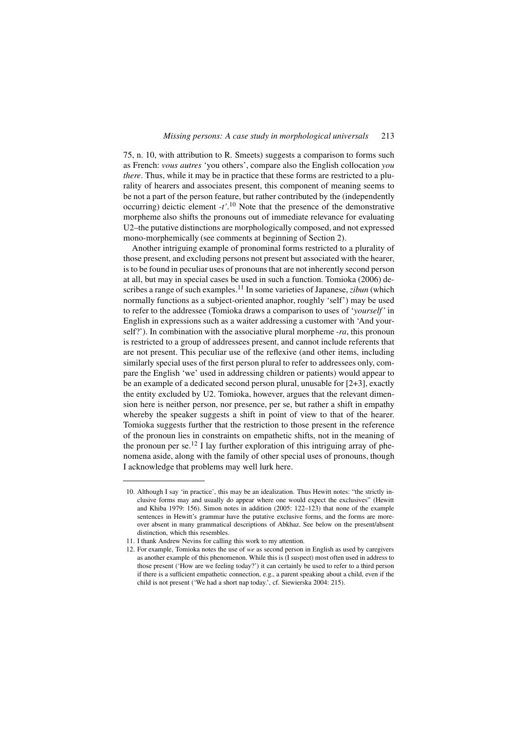75, n. 10, with attribution to R. Smeets) suggests a comparison to forms such as French: *vous autres* 'you others', compare also the English collocation *you there*. Thus, while it may be in practice that these forms are restricted to a plurality of hearers and associates present, this component of meaning seems to be not a part of the person feature, but rather contributed by the (independently occurring) deictic element *-t'*.[10] Note that the presence of the demonstrative morpheme also shifts the pronouns out of immediate relevance for evaluating U2–the putative distinctions are morphologically composed, and not expressed mono-morphemically (see comments at beginning of Section 2).

Another intriguing example of pronominal forms restricted to a plurality of those present, and excluding persons not present but associated with the hearer, is to be found in peculiar uses of pronouns that are not inherently second person at all, but may in special cases be used in such a function. Tomioka (2006) describes a range of such examples.[11] In some varieties of Japanese, *zibun* (which normally functions as a subject-oriented anaphor, roughly 'self') may be used to refer to the addressee (Tomioka draws a comparison to uses of '*yourself'* in English in expressions such as a waiter addressing a customer with 'And yourself?'). In combination with the associative plural morpheme *-ra*, this pronoun is restricted to a group of addressees present, and cannot include referents that are not present. This peculiar use of the reflexive (and other items, including similarly special uses of the first person plural to refer to addressees only, compare the English 'we' used in addressing children or patients) would appear to be an example of a dedicated second person plural, unusable for [2+3], exactly the entity excluded by U2. Tomioka, however, argues that the relevant dimension here is neither person, nor presence, per se, but rather a shift in empathy whereby the speaker suggests a shift in point of view to that of the hearer. Tomioka suggests further that the restriction to those present in the reference of the pronoun lies in constraints on empathetic shifts, not in the meaning of the pronoun per se.[12] I lay further exploration of this intriguing array of phenomena aside, along with the family of other special uses of pronouns, though I acknowledge that problems may well lurk here.

---

10. Although I say 'in practice', this may be an idealization. Thus Hewitt notes: "the strictly inclusive forms may and usually do appear where one would expect the exclusives" (Hewitt and Khiba 1979: 156). Simon notes in addition (2005: 122–123) that none of the example sentences in Hewitt's grammar have the putative exclusive forms, and the forms are moreover absent in many grammatical descriptions of Abkhaz. See below on the present/absent distinction, which this resembles.
11. I thank Andrew Nevins for calling this work to my attention.
12. For example, Tomioka notes the use of *we* as second person in English as used by caregivers as another example of this phenomenon. While this is (I suspect) most often used in address to those present ('How are we feeling today?') it can certainly be used to refer to a third person if there is a sufficient empathetic connection, e.g., a parent speaking about a child, even if the child is not present ('We had a short nap today.', cf. Siewierska 2004: 215).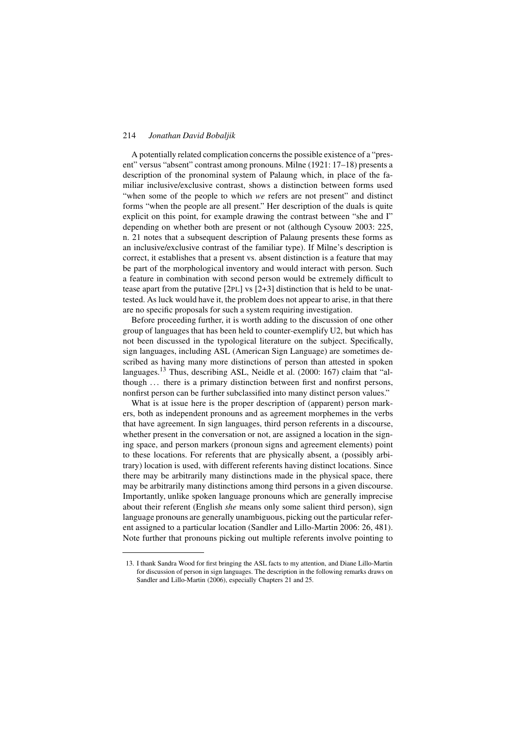A potentially related complication concerns the possible existence of a "present" versus "absent" contrast among pronouns. Milne (1921: 17–18) presents a description of the pronominal system of Palaung which, in place of the familiar inclusive/exclusive contrast, shows a distinction between forms used "when some of the people to which *we* refers are not present" and distinct forms "when the people are all present." Her description of the duals is quite explicit on this point, for example drawing the contrast between "she and I" depending on whether both are present or not (although Cysouw 2003: 225, n. 21 notes that a subsequent description of Palaung presents these forms as an inclusive/exclusive contrast of the familiar type). If Milne's description is correct, it establishes that a present vs. absent distinction is a feature that may be part of the morphological inventory and would interact with person. Such a feature in combination with second person would be extremely difficult to tease apart from the putative [2PL] vs [2+3] distinction that is held to be unattested. As luck would have it, the problem does not appear to arise, in that there are no specific proposals for such a system requiring investigation.

Before proceeding further, it is worth adding to the discussion of one other group of languages that has been held to counter-exemplify U2, but which has not been discussed in the typological literature on the subject. Specifically, sign languages, including ASL (American Sign Language) are sometimes described as having many more distinctions of person than attested in spoken languages.[13] Thus, describing ASL, Neidle et al. (2000: 167) claim that "although … there is a primary distinction between first and nonfirst persons, nonfirst person can be further subclassified into many distinct person values."

What is at issue here is the proper description of (apparent) person markers, both as independent pronouns and as agreement morphemes in the verbs that have agreement. In sign languages, third person referents in a discourse, whether present in the conversation or not, are assigned a location in the signing space, and person markers (pronoun signs and agreement elements) point to these locations. For referents that are physically absent, a (possibly arbitrary) location is used, with different referents having distinct locations. Since there may be arbitrarily many distinctions made in the physical space, there may be arbitrarily many distinctions among third persons in a given discourse. Importantly, unlike spoken language pronouns which are generally imprecise about their referent (English *she* means only some salient third person), sign language pronouns are generally unambiguous, picking out the particular referent assigned to a particular location (Sandler and Lillo-Martin 2006: 26, 481). Note further that pronouns picking out multiple referents involve pointing to

---

13. I thank Sandra Wood for first bringing the ASL facts to my attention, and Diane Lillo-Martin for discussion of person in sign languages. The description in the following remarks draws on Sandler and Lillo-Martin (2006), especially Chapters 21 and 25.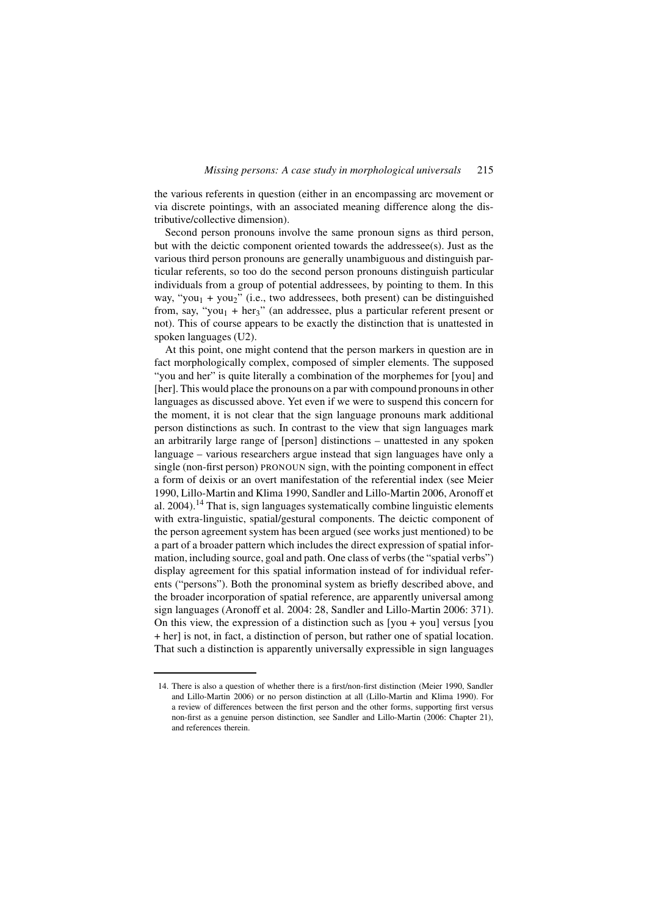the various referents in question (either in an encompassing arc movement or via discrete pointings, with an associated meaning difference along the distributive/collective dimension).

Second person pronouns involve the same pronoun signs as third person, but with the deictic component oriented towards the addressee(s). Just as the various third person pronouns are generally unambiguous and distinguish particular referents, so too do the second person pronouns distinguish particular individuals from a group of potential addressees, by pointing to them. In this way, "$\text{you}_1$ + $\text{you}_2$" (i.e., two addressees, both present) can be distinguished from, say, "$\text{you}_1$ + $\text{her}_3$" (an addressee, plus a particular referent present or not). This of course appears to be exactly the distinction that is unattested in spoken languages (U2).

At this point, one might contend that the person markers in question are in fact morphologically complex, composed of simpler elements. The supposed "you and her" is quite literally a combination of the morphemes for [you] and [her]. This would place the pronouns on a par with compound pronouns in other languages as discussed above. Yet even if we were to suspend this concern for the moment, it is not clear that the sign language pronouns mark additional person distinctions as such. In contrast to the view that sign languages mark an arbitrarily large range of [person] distinctions – unattested in any spoken language – various researchers argue instead that sign languages have only a single (non-first person) PRONOUN sign, with the pointing component in effect a form of deixis or an overt manifestation of the referential index (see Meier 1990, Lillo-Martin and Klima 1990, Sandler and Lillo-Martin 2006, Aronoff et al. 2004).[14] That is, sign languages systematically combine linguistic elements with extra-linguistic, spatial/gestural components. The deictic component of the person agreement system has been argued (see works just mentioned) to be a part of a broader pattern which includes the direct expression of spatial information, including source, goal and path. One class of verbs (the "spatial verbs") display agreement for this spatial information instead of for individual referents ("persons"). Both the pronominal system as briefly described above, and the broader incorporation of spatial reference, are apparently universal among sign languages (Aronoff et al. 2004: 28, Sandler and Lillo-Martin 2006: 371). On this view, the expression of a distinction such as [you + you] versus [you + her] is not, in fact, a distinction of person, but rather one of spatial location. That such a distinction is apparently universally expressible in sign languages

14. There is also a question of whether there is a first/non-first distinction (Meier 1990, Sandler and Lillo-Martin 2006) or no person distinction at all (Lillo-Martin and Klima 1990). For a review of differences between the first person and the other forms, supporting first versus non-first as a genuine person distinction, see Sandler and Lillo-Martin (2006: Chapter 21), and references therein.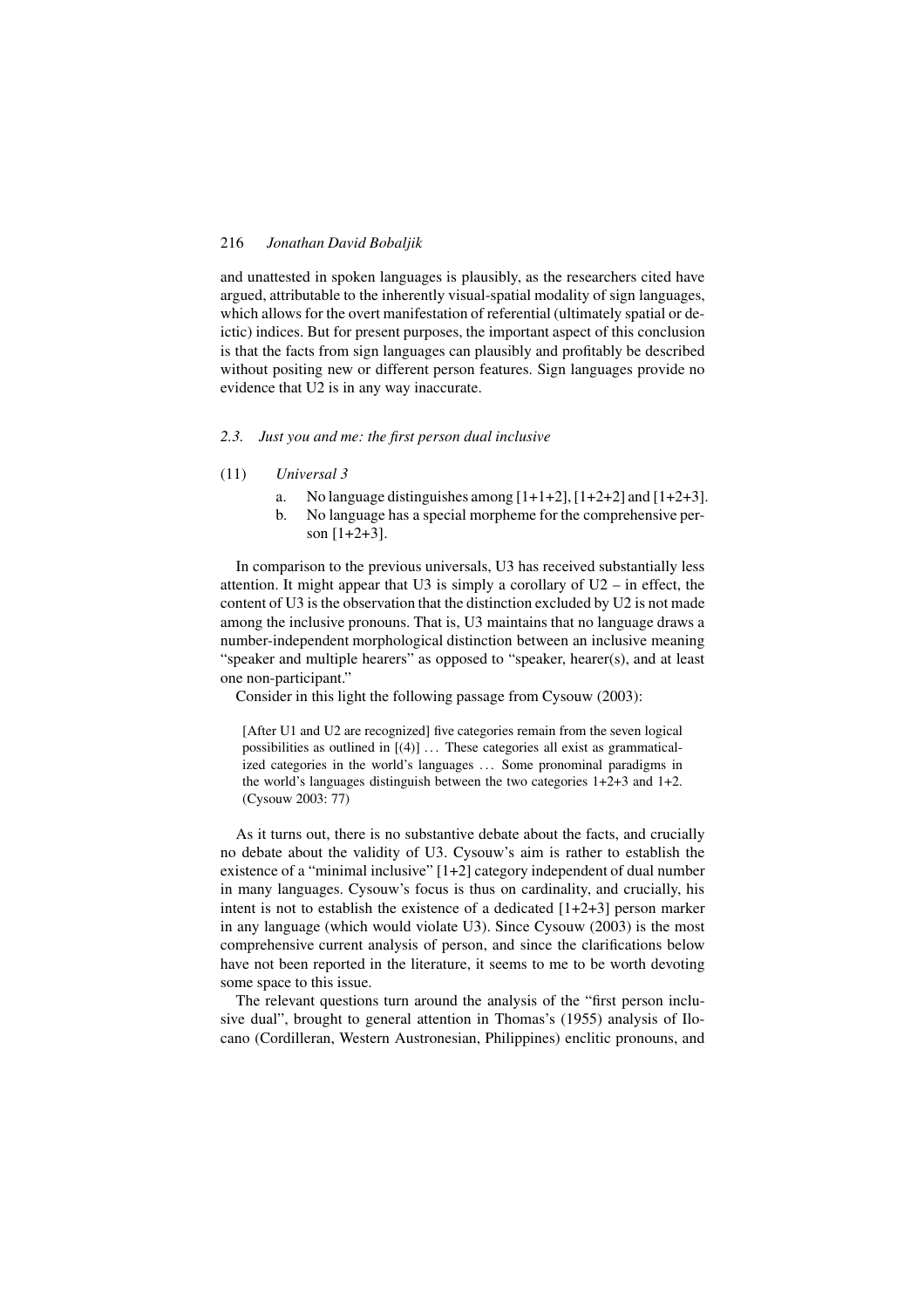and unattested in spoken languages is plausibly, as the researchers cited have argued, attributable to the inherently visual-spatial modality of sign languages, which allows for the overt manifestation of referential (ultimately spatial or deictic) indices. But for present purposes, the important aspect of this conclusion is that the facts from sign languages can plausibly and profitably be described without positing new or different person features. Sign languages provide no evidence that U2 is in any way inaccurate.

### *2.3. Just you and me: the first person dual inclusive*

(11) *Universal 3*

a. No language distinguishes among [1+1+2], [1+2+2] and [1+2+3].

b. No language has a special morpheme for the comprehensive person [1+2+3].

In comparison to the previous universals, U3 has received substantially less attention. It might appear that U3 is simply a corollary of U2 – in effect, the content of U3 is the observation that the distinction excluded by U2 is not made among the inclusive pronouns. That is, U3 maintains that no language draws a number-independent morphological distinction between an inclusive meaning "speaker and multiple hearers" as opposed to "speaker, hearer(s), and at least one non-participant."

Consider in this light the following passage from Cysouw (2003):

> [After U1 and U2 are recognized] five categories remain from the seven logical possibilities as outlined in [(4)] ... These categories all exist as grammaticalized categories in the world's languages ... Some pronominal paradigms in the world's languages distinguish between the two categories 1+2+3 and 1+2. (Cysouw 2003: 77)

As it turns out, there is no substantive debate about the facts, and crucially no debate about the validity of U3. Cysouw's aim is rather to establish the existence of a "minimal inclusive" [1+2] category independent of dual number in many languages. Cysouw's focus is thus on cardinality, and crucially, his intent is not to establish the existence of a dedicated [1+2+3] person marker in any language (which would violate U3). Since Cysouw (2003) is the most comprehensive current analysis of person, and since the clarifications below have not been reported in the literature, it seems to me to be worth devoting some space to this issue.

The relevant questions turn around the analysis of the "first person inclusive dual", brought to general attention in Thomas's (1955) analysis of Ilocano (Cordilleran, Western Austronesian, Philippines) enclitic pronouns, and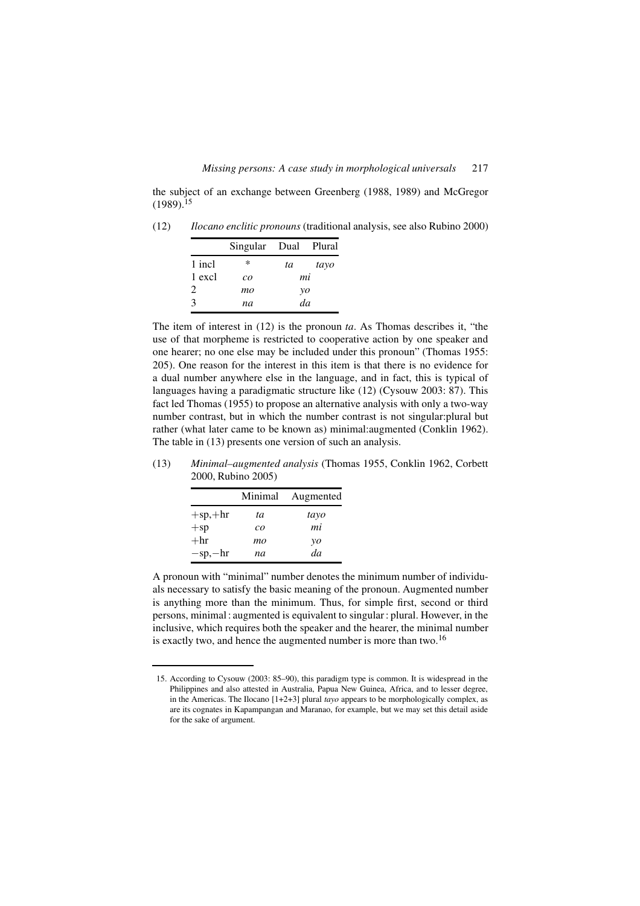the subject of an exchange between Greenberg (1988, 1989) and McGregor (1989).[15]

(12) *Ilocano enclitic pronouns* (traditional analysis, see also Rubino 2000)

| | Singular | Dual | Plural |
|---|---|---|---|
| 1 incl | * | *ta* | *tayo* |
| 1 excl | *co* | *mi* | |
| 2 | *mo* | *yo* | |
| 3 | *na* | *da* | |

The item of interest in (12) is the pronoun *ta*. As Thomas describes it, "the use of that morpheme is restricted to cooperative action by one speaker and one hearer; no one else may be included under this pronoun" (Thomas 1955: 205). One reason for the interest in this item is that there is no evidence for a dual number anywhere else in the language, and in fact, this is typical of languages having a paradigmatic structure like (12) (Cysouw 2003: 87). This fact led Thomas (1955) to propose an alternative analysis with only a two-way number contrast, but in which the number contrast is not singular:plural but rather (what later came to be known as) minimal:augmented (Conklin 1962). The table in (13) presents one version of such an analysis.

(13) *Minimal–augmented analysis* (Thomas 1955, Conklin 1962, Corbett 2000, Rubino 2005)

| | Minimal | Augmented |
|---|---|---|
| +sp,+hr | *ta* | *tayo* |
| +sp | *co* | *mi* |
| +hr | *mo* | *yo* |
| −sp,−hr | *na* | *da* |

A pronoun with "minimal" number denotes the minimum number of individuals necessary to satisfy the basic meaning of the pronoun. Augmented number is anything more than the minimum. Thus, for simple first, second or third persons, minimal : augmented is equivalent to singular : plural. However, in the inclusive, which requires both the speaker and the hearer, the minimal number is exactly two, and hence the augmented number is more than two.[16]

15. According to Cysouw (2003: 85–90), this paradigm type is common. It is widespread in the Philippines and also attested in Australia, Papua New Guinea, Africa, and to lesser degree, in the Americas. The Ilocano [1+2+3] plural *tayo* appears to be morphologically complex, as are its cognates in Kapampangan and Maranao, for example, but we may set this detail aside for the sake of argument.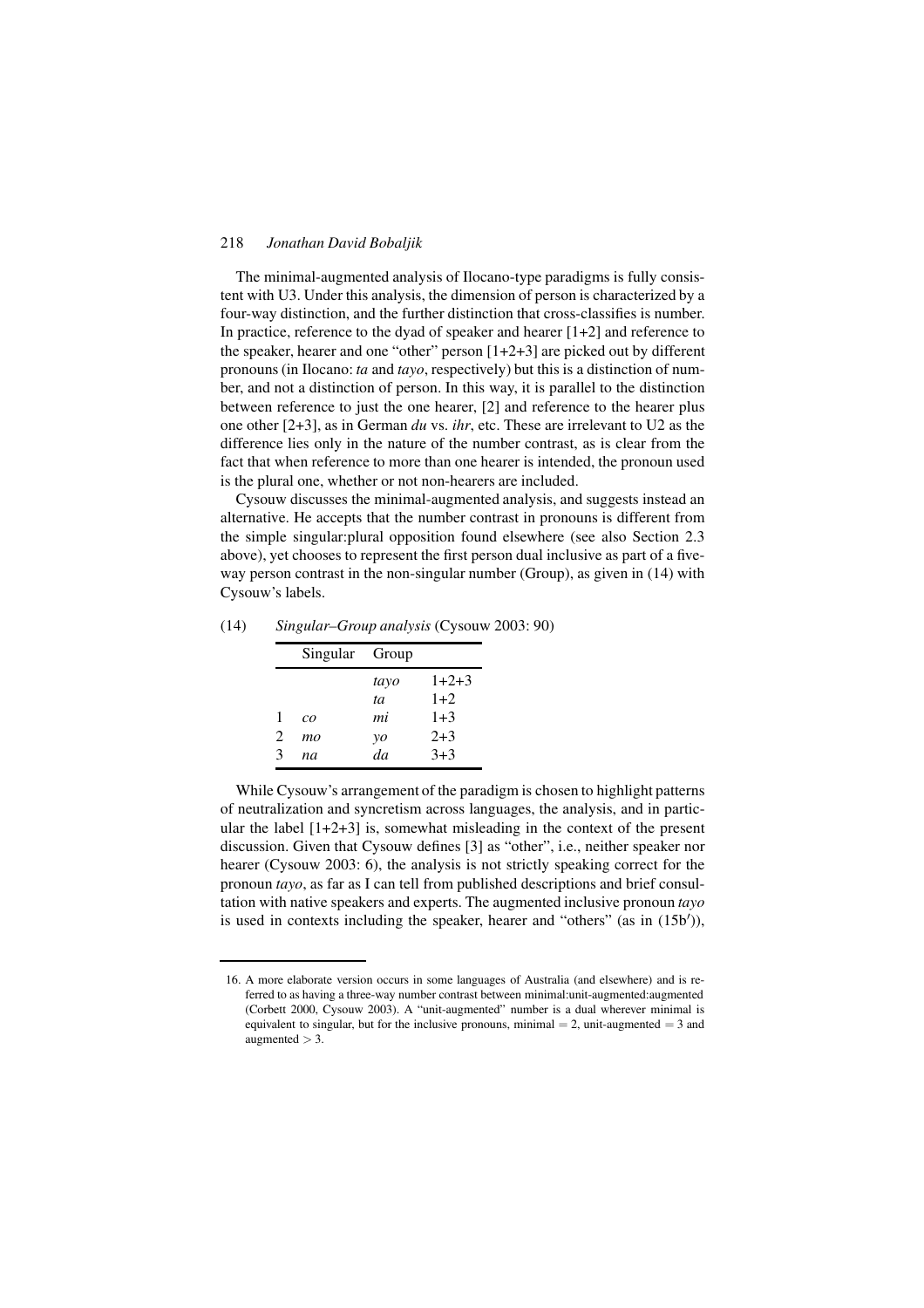The minimal-augmented analysis of Ilocano-type paradigms is fully consistent with U3. Under this analysis, the dimension of person is characterized by a four-way distinction, and the further distinction that cross-classifies is number. In practice, reference to the dyad of speaker and hearer [1+2] and reference to the speaker, hearer and one "other" person [1+2+3] are picked out by different pronouns (in Ilocano: *ta* and *tayo*, respectively) but this is a distinction of number, and not a distinction of person. In this way, it is parallel to the distinction between reference to just the one hearer, [2] and reference to the hearer plus one other [2+3], as in German *du* vs. *ihr*, etc. These are irrelevant to U2 as the difference lies only in the nature of the number contrast, as is clear from the fact that when reference to more than one hearer is intended, the pronoun used is the plural one, whether or not non-hearers are included.

Cysouw discusses the minimal-augmented analysis, and suggests instead an alternative. He accepts that the number contrast in pronouns is different from the simple singular:plural opposition found elsewhere (see also Section 2.3 above), yet chooses to represent the first person dual inclusive as part of a five-way person contrast in the non-singular number (Group), as given in (14) with Cysouw's labels.

(14) *Singular–Group analysis* (Cysouw 2003: 90)

| | Singular | Group | |
|---|---|---|---|
| | | *tayo* | 1+2+3 |
| | | *ta* | 1+2 |
| 1 | *co* | *mi* | 1+3 |
| 2 | *mo* | *yo* | 2+3 |
| 3 | *na* | *da* | 3+3 |

While Cysouw's arrangement of the paradigm is chosen to highlight patterns of neutralization and syncretism across languages, the analysis, and in particular the label [1+2+3] is, somewhat misleading in the context of the present discussion. Given that Cysouw defines [3] as "other", i.e., neither speaker nor hearer (Cysouw 2003: 6), the analysis is not strictly speaking correct for the pronoun *tayo*, as far as I can tell from published descriptions and brief consultation with native speakers and experts. The augmented inclusive pronoun *tayo* is used in contexts including the speaker, hearer and "others" (as in (15b′)),

---

16. A more elaborate version occurs in some languages of Australia (and elsewhere) and is referred to as having a three-way number contrast between minimal:unit-augmented:augmented (Corbett 2000, Cysouw 2003). A "unit-augmented" number is a dual wherever minimal is equivalent to singular, but for the inclusive pronouns, minimal = 2, unit-augmented = 3 and augmented > 3.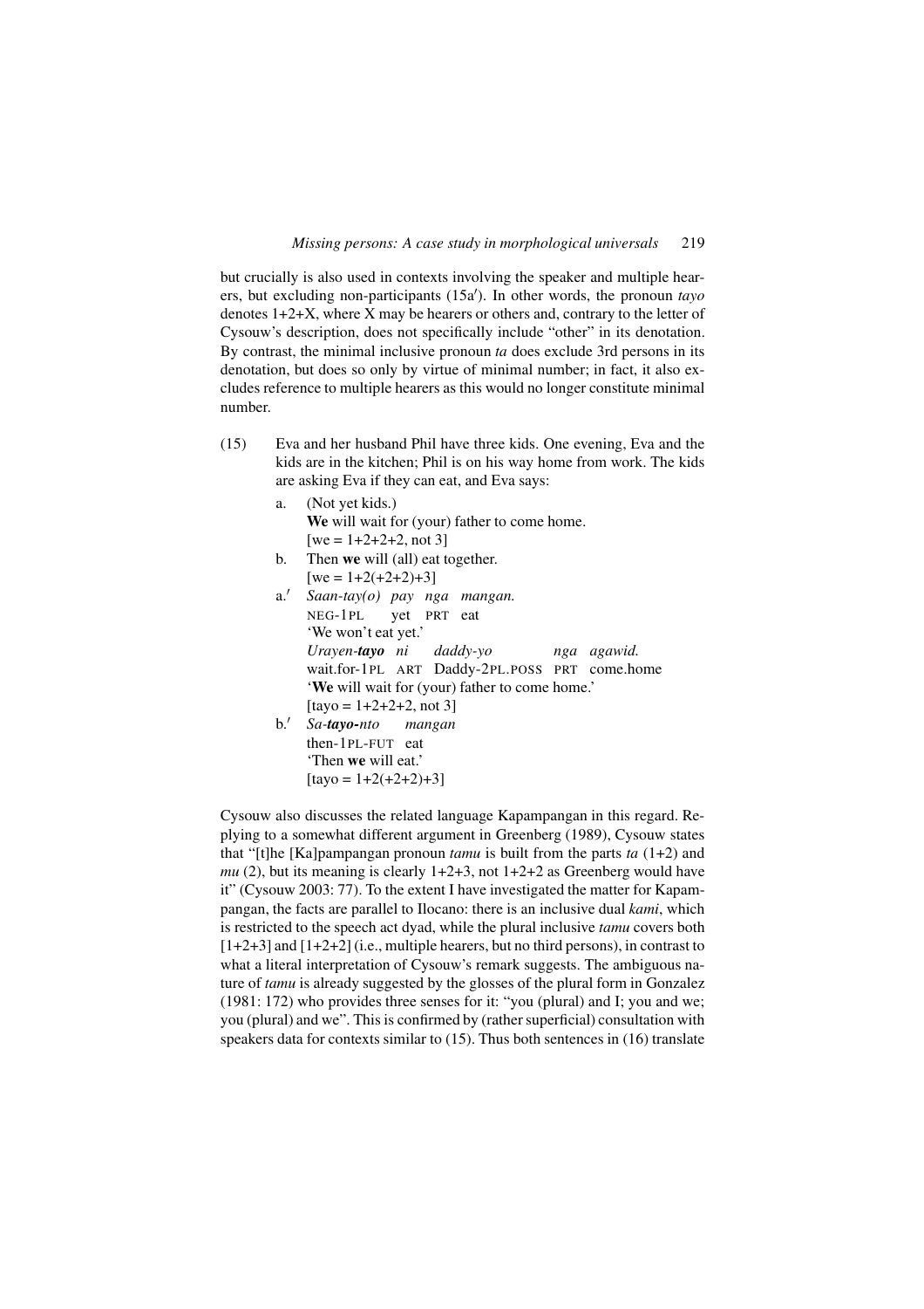but crucially is also used in contexts involving the speaker and multiple hearers, but excluding non-participants (15a′). In other words, the pronoun *tayo* denotes 1+2+X, where X may be hearers or others and, contrary to the letter of Cysouw's description, does not specifically include "other" in its denotation. By contrast, the minimal inclusive pronoun *ta* does exclude 3rd persons in its denotation, but does so only by virtue of minimal number; in fact, it also excludes reference to multiple hearers as this would no longer constitute minimal number.

(15) Eva and her husband Phil have three kids. One evening, Eva and the kids are in the kitchen; Phil is on his way home from work. The kids are asking Eva if they can eat, and Eva says:

a. (Not yet kids.)
   **We** will wait for (your) father to come home.
   [we = 1+2+2+2, not 3]

b. Then **we** will (all) eat together.
   [we = 1+2(+2+2)+3]

a.′ *Saan-tay(o) pay nga mangan.*
   NEG-1PL yet PRT eat
   'We won't eat yet.'
   *Urayen-**tayo** ni daddy-yo nga agawid.*
   wait.for-1PL ART Daddy-2PL.POSS PRT come.home
   '**We** will wait for (your) father to come home.'
   [tayo = 1+2+2+2, not 3]

b.′ *Sa-**tayo**-nto mangan*
   then-1PL-FUT eat
   'Then **we** will eat.'
   [tayo = 1+2(+2+2)+3]

Cysouw also discusses the related language Kapampangan in this regard. Replying to a somewhat different argument in Greenberg (1989), Cysouw states that "[t]he [Ka]pampangan pronoun *tamu* is built from the parts *ta* (1+2) and *mu* (2), but its meaning is clearly 1+2+3, not 1+2+2 as Greenberg would have it" (Cysouw 2003: 77). To the extent I have investigated the matter for Kapampangan, the facts are parallel to Ilocano: there is an inclusive dual *kami*, which is restricted to the speech act dyad, while the plural inclusive *tamu* covers both [1+2+3] and [1+2+2] (i.e., multiple hearers, but no third persons), in contrast to what a literal interpretation of Cysouw's remark suggests. The ambiguous nature of *tamu* is already suggested by the glosses of the plural form in Gonzalez (1981: 172) who provides three senses for it: "you (plural) and I; you and we; you (plural) and we". This is confirmed by (rather superficial) consultation with speakers data for contexts similar to (15). Thus both sentences in (16) translate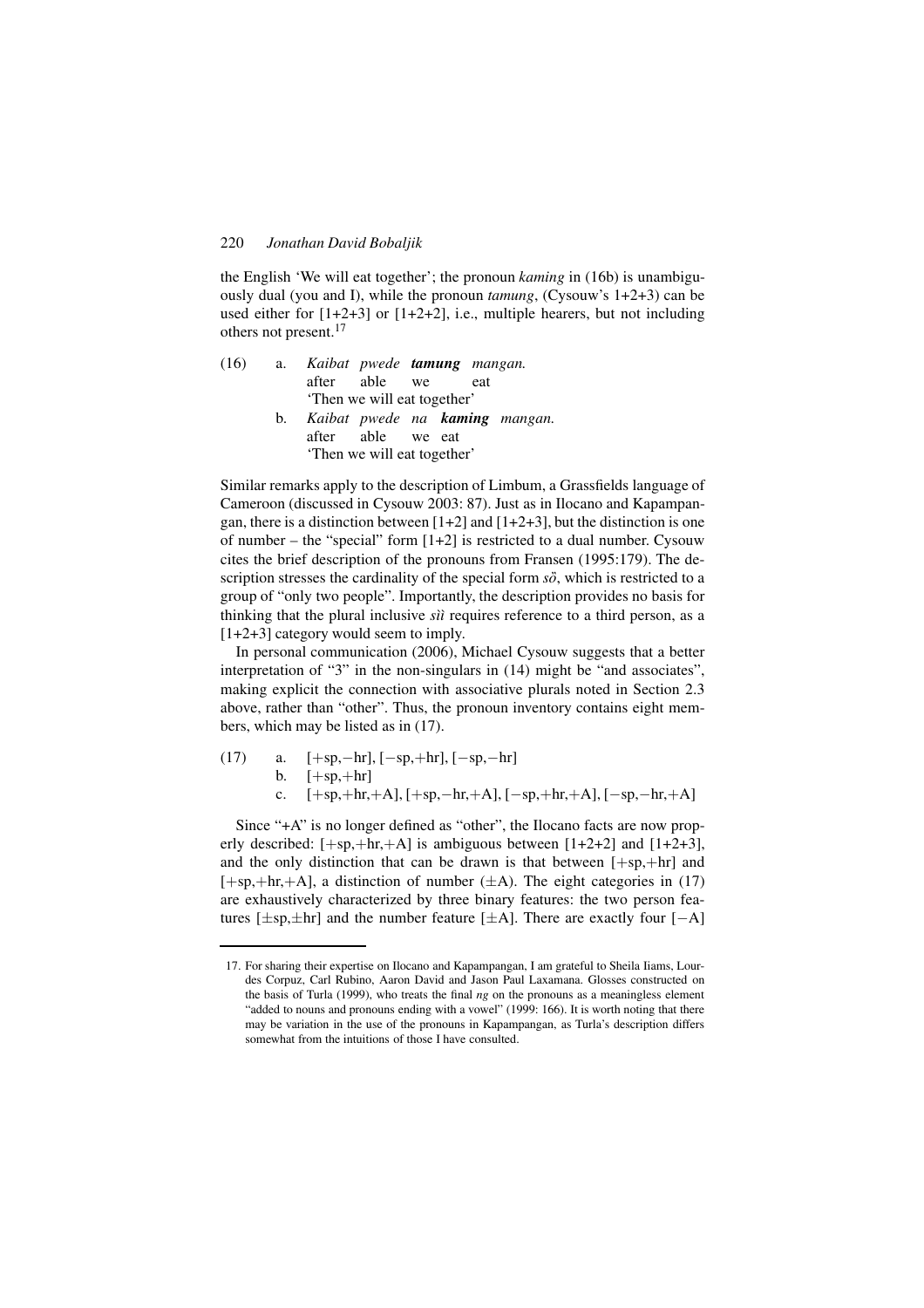the English 'We will eat together'; the pronoun *kaming* in (16b) is unambiguously dual (you and I), while the pronoun *tamung*, (Cysouw's 1+2+3) can be used either for [1+2+3] or [1+2+2], i.e., multiple hearers, but not including others not present.[17]

(16) a. *Kaibat pwede **tamung** mangan.*
after able we eat
'Then we will eat together'

b. *Kaibat pwede na **kaming** mangan.*
after able we eat
'Then we will eat together'

Similar remarks apply to the description of Limbum, a Grassfields language of Cameroon (discussed in Cysouw 2003: 87). Just as in Ilocano and Kapampangan, there is a distinction between [1+2] and [1+2+3], but the distinction is one of number – the "special" form [1+2] is restricted to a dual number. Cysouw cites the brief description of the pronouns from Fransen (1995:179). The description stresses the cardinality of the special form *sö̀*, which is restricted to a group of "only two people". Importantly, the description provides no basis for thinking that the plural inclusive *sìì* requires reference to a third person, as a [1+2+3] category would seem to imply.

In personal communication (2006), Michael Cysouw suggests that a better interpretation of "3" in the non-singulars in (14) might be "and associates", making explicit the connection with associative plurals noted in Section 2.3 above, rather than "other". Thus, the pronoun inventory contains eight members, which may be listed as in (17).

(17) a. [+sp,−hr], [−sp,+hr], [−sp,−hr]
b. [+sp,+hr]
c. [+sp,+hr,+A], [+sp,−hr,+A], [−sp,+hr,+A], [−sp,−hr,+A]

Since "+A" is no longer defined as "other", the Ilocano facts are now properly described: [+sp,+hr,+A] is ambiguous between [1+2+2] and [1+2+3], and the only distinction that can be drawn is that between [+sp,+hr] and [+sp,+hr,+A], a distinction of number (±A). The eight categories in (17) are exhaustively characterized by three binary features: the two person features [±sp,±hr] and the number feature [±A]. There are exactly four [−A]

---

17. For sharing their expertise on Ilocano and Kapampangan, I am grateful to Sheila Iiams, Lourdes Corpuz, Carl Rubino, Aaron David and Jason Paul Laxamana. Glosses constructed on the basis of Turla (1999), who treats the final *ng* on the pronouns as a meaningless element "added to nouns and pronouns ending with a vowel" (1999: 166). It is worth noting that there may be variation in the use of the pronouns in Kapampangan, as Turla's description differs somewhat from the intuitions of those I have consulted.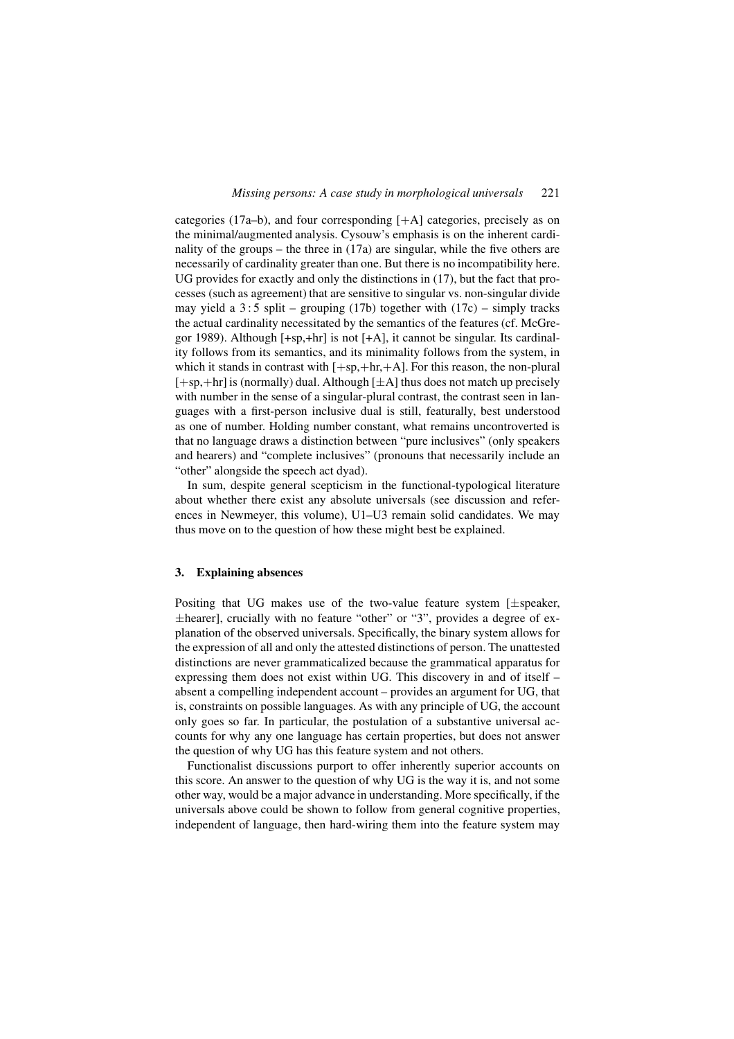categories (17a–b), and four corresponding [+A] categories, precisely as on the minimal/augmented analysis. Cysouw's emphasis is on the inherent cardinality of the groups – the three in (17a) are singular, while the five others are necessarily of cardinality greater than one. But there is no incompatibility here. UG provides for exactly and only the distinctions in (17), but the fact that processes (such as agreement) that are sensitive to singular vs. non-singular divide may yield a 3 : 5 split – grouping (17b) together with (17c) – simply tracks the actual cardinality necessitated by the semantics of the features (cf. McGregor 1989). Although [+sp,+hr] is not [+A], it cannot be singular. Its cardinality follows from its semantics, and its minimality follows from the system, in which it stands in contrast with [+sp,+hr,+A]. For this reason, the non-plural [+sp,+hr] is (normally) dual. Although [±A] thus does not match up precisely with number in the sense of a singular-plural contrast, the contrast seen in languages with a first-person inclusive dual is still, featurally, best understood as one of number. Holding number constant, what remains uncontroverted is that no language draws a distinction between "pure inclusives" (only speakers and hearers) and "complete inclusives" (pronouns that necessarily include an "other" alongside the speech act dyad).

In sum, despite general scepticism in the functional-typological literature about whether there exist any absolute universals (see discussion and references in Newmeyer, this volume), U1–U3 remain solid candidates. We may thus move on to the question of how these might best be explained.

## 3. Explaining absences

Positing that UG makes use of the two-value feature system [±speaker, ±hearer], crucially with no feature "other" or "3", provides a degree of explanation of the observed universals. Specifically, the binary system allows for the expression of all and only the attested distinctions of person. The unattested distinctions are never grammaticalized because the grammatical apparatus for expressing them does not exist within UG. This discovery in and of itself – absent a compelling independent account – provides an argument for UG, that is, constraints on possible languages. As with any principle of UG, the account only goes so far. In particular, the postulation of a substantive universal accounts for why any one language has certain properties, but does not answer the question of why UG has this feature system and not others.

Functionalist discussions purport to offer inherently superior accounts on this score. An answer to the question of why UG is the way it is, and not some other way, would be a major advance in understanding. More specifically, if the universals above could be shown to follow from general cognitive properties, independent of language, then hard-wiring them into the feature system may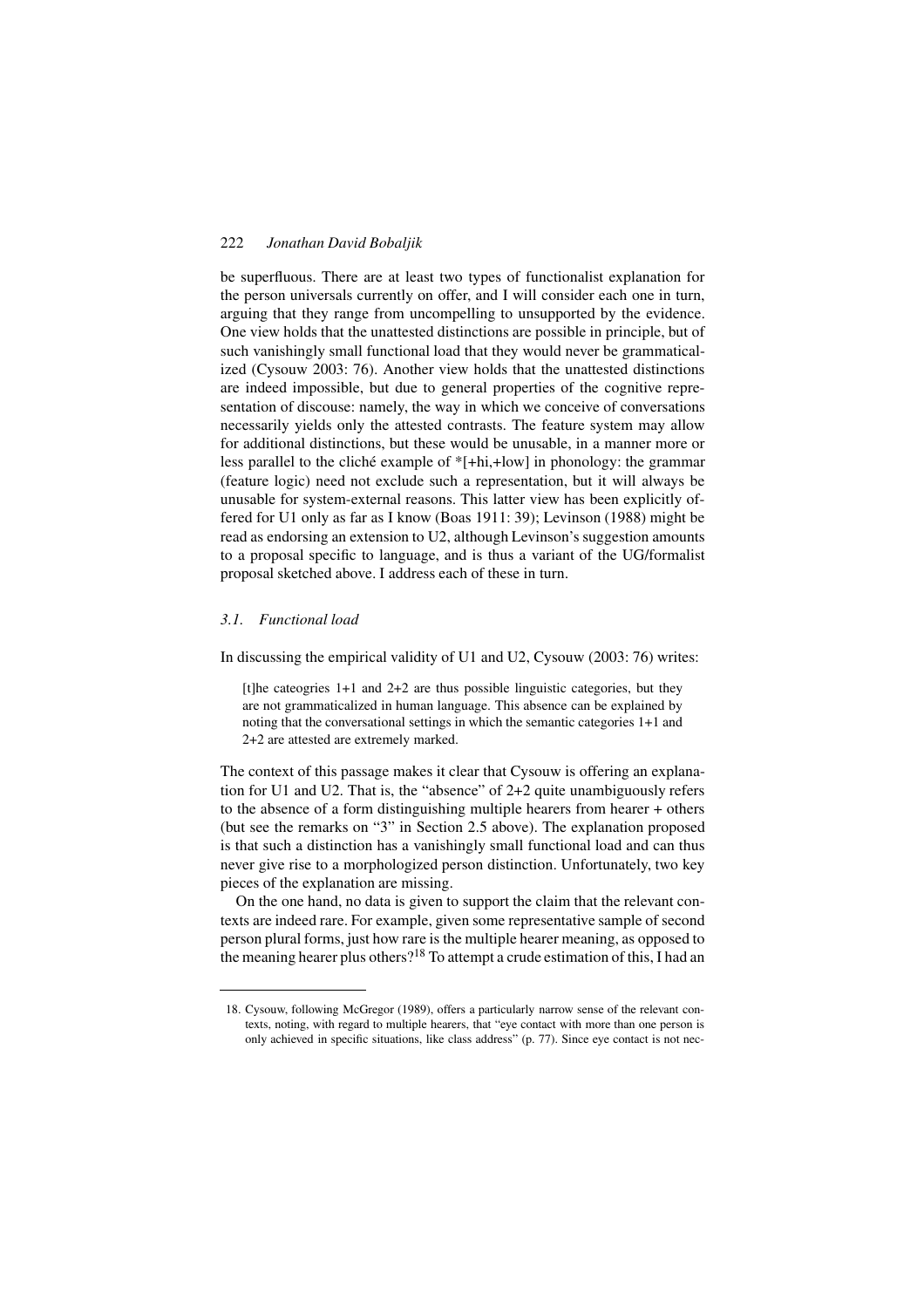be superfluous. There are at least two types of functionalist explanation for the person universals currently on offer, and I will consider each one in turn, arguing that they range from uncompelling to unsupported by the evidence. One view holds that the unattested distinctions are possible in principle, but of such vanishingly small functional load that they would never be grammaticalized (Cysouw 2003: 76). Another view holds that the unattested distinctions are indeed impossible, but due to general properties of the cognitive representation of discouse: namely, the way in which we conceive of conversations necessarily yields only the attested contrasts. The feature system may allow for additional distinctions, but these would be unusable, in a manner more or less parallel to the cliché example of *[+hi,+low] in phonology: the grammar (feature logic) need not exclude such a representation, but it will always be unusable for system-external reasons. This latter view has been explicitly offered for U1 only as far as I know (Boas 1911: 39); Levinson (1988) might be read as endorsing an extension to U2, although Levinson's suggestion amounts to a proposal specific to language, and is thus a variant of the UG/formalist proposal sketched above. I address each of these in turn.

### *3.1. Functional load*

In discussing the empirical validity of U1 and U2, Cysouw (2003: 76) writes:

> [t]he cateogries 1+1 and 2+2 are thus possible linguistic categories, but they are not grammaticalized in human language. This absence can be explained by noting that the conversational settings in which the semantic categories 1+1 and 2+2 are attested are extremely marked.

The context of this passage makes it clear that Cysouw is offering an explanation for U1 and U2. That is, the "absence" of 2+2 quite unambiguously refers to the absence of a form distinguishing multiple hearers from hearer + others (but see the remarks on "3" in Section 2.5 above). The explanation proposed is that such a distinction has a vanishingly small functional load and can thus never give rise to a morphologized person distinction. Unfortunately, two key pieces of the explanation are missing.

On the one hand, no data is given to support the claim that the relevant contexts are indeed rare. For example, given some representative sample of second person plural forms, just how rare is the multiple hearer meaning, as opposed to the meaning hearer plus others?[18] To attempt a crude estimation of this, I had an

---

18. Cysouw, following McGregor (1989), offers a particularly narrow sense of the relevant contexts, noting, with regard to multiple hearers, that "eye contact with more than one person is only achieved in specific situations, like class address" (p. 77). Since eye contact is not nec-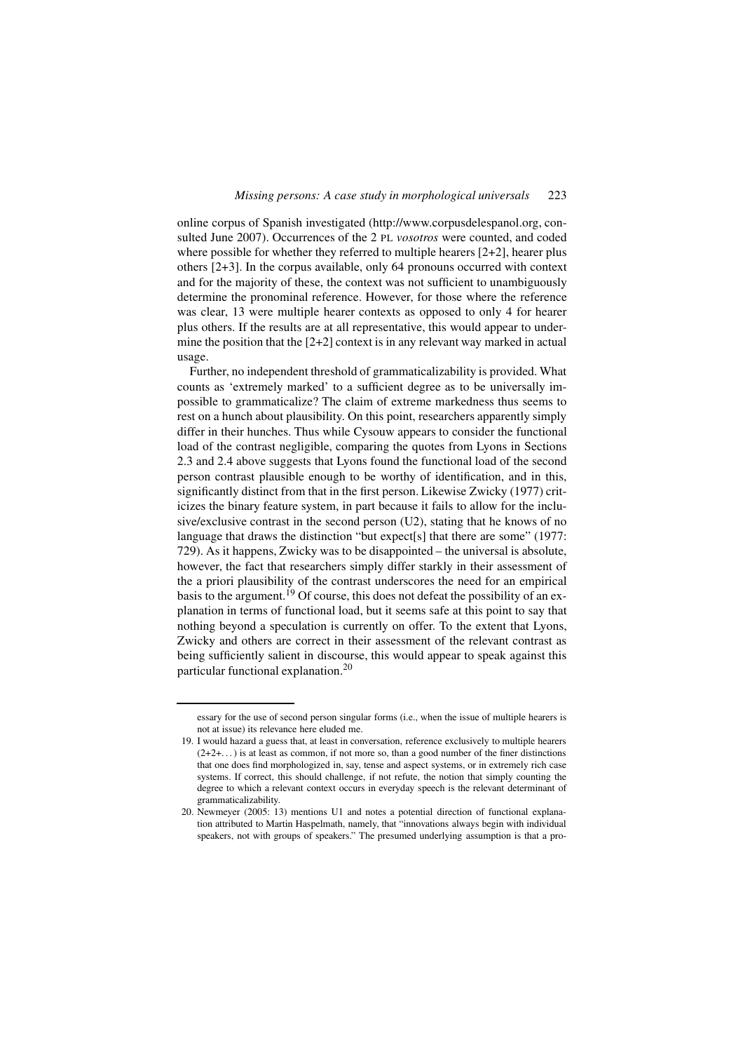online corpus of Spanish investigated (http://www.corpusdelespanol.org, consulted June 2007). Occurrences of the 2 PL *vosotros* were counted, and coded where possible for whether they referred to multiple hearers [2+2], hearer plus others [2+3]. In the corpus available, only 64 pronouns occurred with context and for the majority of these, the context was not sufficient to unambiguously determine the pronominal reference. However, for those where the reference was clear, 13 were multiple hearer contexts as opposed to only 4 for hearer plus others. If the results are at all representative, this would appear to undermine the position that the [2+2] context is in any relevant way marked in actual usage.

Further, no independent threshold of grammaticalizability is provided. What counts as 'extremely marked' to a sufficient degree as to be universally impossible to grammaticalize? The claim of extreme markedness thus seems to rest on a hunch about plausibility. On this point, researchers apparently simply differ in their hunches. Thus while Cysouw appears to consider the functional load of the contrast negligible, comparing the quotes from Lyons in Sections 2.3 and 2.4 above suggests that Lyons found the functional load of the second person contrast plausible enough to be worthy of identification, and in this, significantly distinct from that in the first person. Likewise Zwicky (1977) criticizes the binary feature system, in part because it fails to allow for the inclusive/exclusive contrast in the second person (U2), stating that he knows of no language that draws the distinction "but expect[s] that there are some" (1977: 729). As it happens, Zwicky was to be disappointed – the universal is absolute, however, the fact that researchers simply differ starkly in their assessment of the a priori plausibility of the contrast underscores the need for an empirical basis to the argument.[19] Of course, this does not defeat the possibility of an explanation in terms of functional load, but it seems safe at this point to say that nothing beyond a speculation is currently on offer. To the extent that Lyons, Zwicky and others are correct in their assessment of the relevant contrast as being sufficiently salient in discourse, this would appear to speak against this particular functional explanation.[20]

---

essary for the use of second person singular forms (i.e., when the issue of multiple hearers is not at issue) its relevance here eluded me.

19. I would hazard a guess that, at least in conversation, reference exclusively to multiple hearers (2+2+...) is at least as common, if not more so, than a good number of the finer distinctions that one does find morphologized in, say, tense and aspect systems, or in extremely rich case systems. If correct, this should challenge, if not refute, the notion that simply counting the degree to which a relevant context occurs in everyday speech is the relevant determinant of grammaticalizability.
20. Newmeyer (2005: 13) mentions U1 and notes a potential direction of functional explanation attributed to Martin Haspelmath, namely, that "innovations always begin with individual speakers, not with groups of speakers." The presumed underlying assumption is that a pro-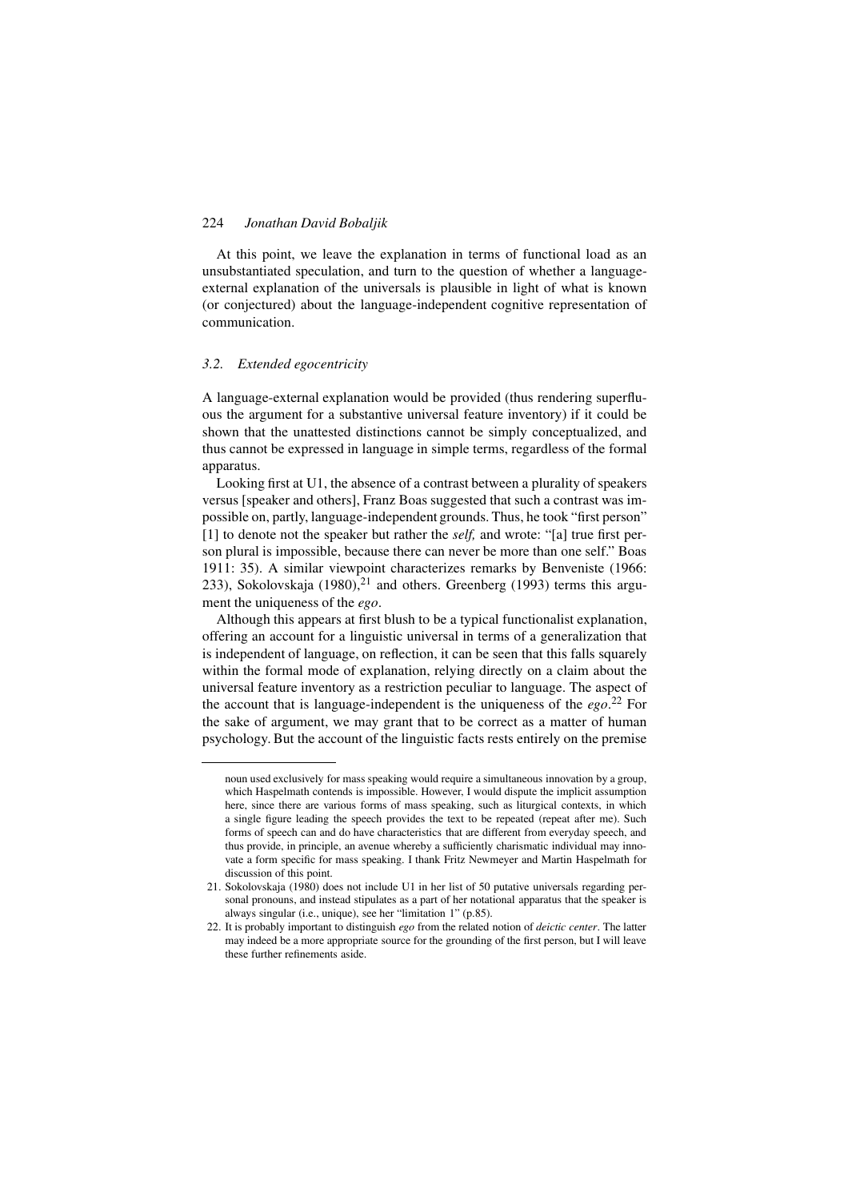At this point, we leave the explanation in terms of functional load as an unsubstantiated speculation, and turn to the question of whether a language-external explanation of the universals is plausible in light of what is known (or conjectured) about the language-independent cognitive representation of communication.

### *3.2. Extended egocentricity*

A language-external explanation would be provided (thus rendering superfluous the argument for a substantive universal feature inventory) if it could be shown that the unattested distinctions cannot be simply conceptualized, and thus cannot be expressed in language in simple terms, regardless of the formal apparatus.

Looking first at U1, the absence of a contrast between a plurality of speakers versus [speaker and others], Franz Boas suggested that such a contrast was impossible on, partly, language-independent grounds. Thus, he took "first person" [1] to denote not the speaker but rather the *self,* and wrote: "[a] true first person plural is impossible, because there can never be more than one self." Boas 1911: 35). A similar viewpoint characterizes remarks by Benveniste (1966: 233), Sokolovskaja (1980),[21] and others. Greenberg (1993) terms this argument the uniqueness of the *ego*.

Although this appears at first blush to be a typical functionalist explanation, offering an account for a linguistic universal in terms of a generalization that is independent of language, on reflection, it can be seen that this falls squarely within the formal mode of explanation, relying directly on a claim about the universal feature inventory as a restriction peculiar to language. The aspect of the account that is language-independent is the uniqueness of the *ego*.[22] For the sake of argument, we may grant that to be correct as a matter of human psychology. But the account of the linguistic facts rests entirely on the premise

---

noun used exclusively for mass speaking would require a simultaneous innovation by a group, which Haspelmath contends is impossible. However, I would dispute the implicit assumption here, since there are various forms of mass speaking, such as liturgical contexts, in which a single figure leading the speech provides the text to be repeated (repeat after me). Such forms of speech can and do have characteristics that are different from everyday speech, and thus provide, in principle, an avenue whereby a sufficiently charismatic individual may innovate a form specific for mass speaking. I thank Fritz Newmeyer and Martin Haspelmath for discussion of this point.

21. Sokolovskaja (1980) does not include U1 in her list of 50 putative universals regarding personal pronouns, and instead stipulates as a part of her notational apparatus that the speaker is always singular (i.e., unique), see her "limitation 1" (p.85).

22. It is probably important to distinguish *ego* from the related notion of *deictic center*. The latter may indeed be a more appropriate source for the grounding of the first person, but I will leave these further refinements aside.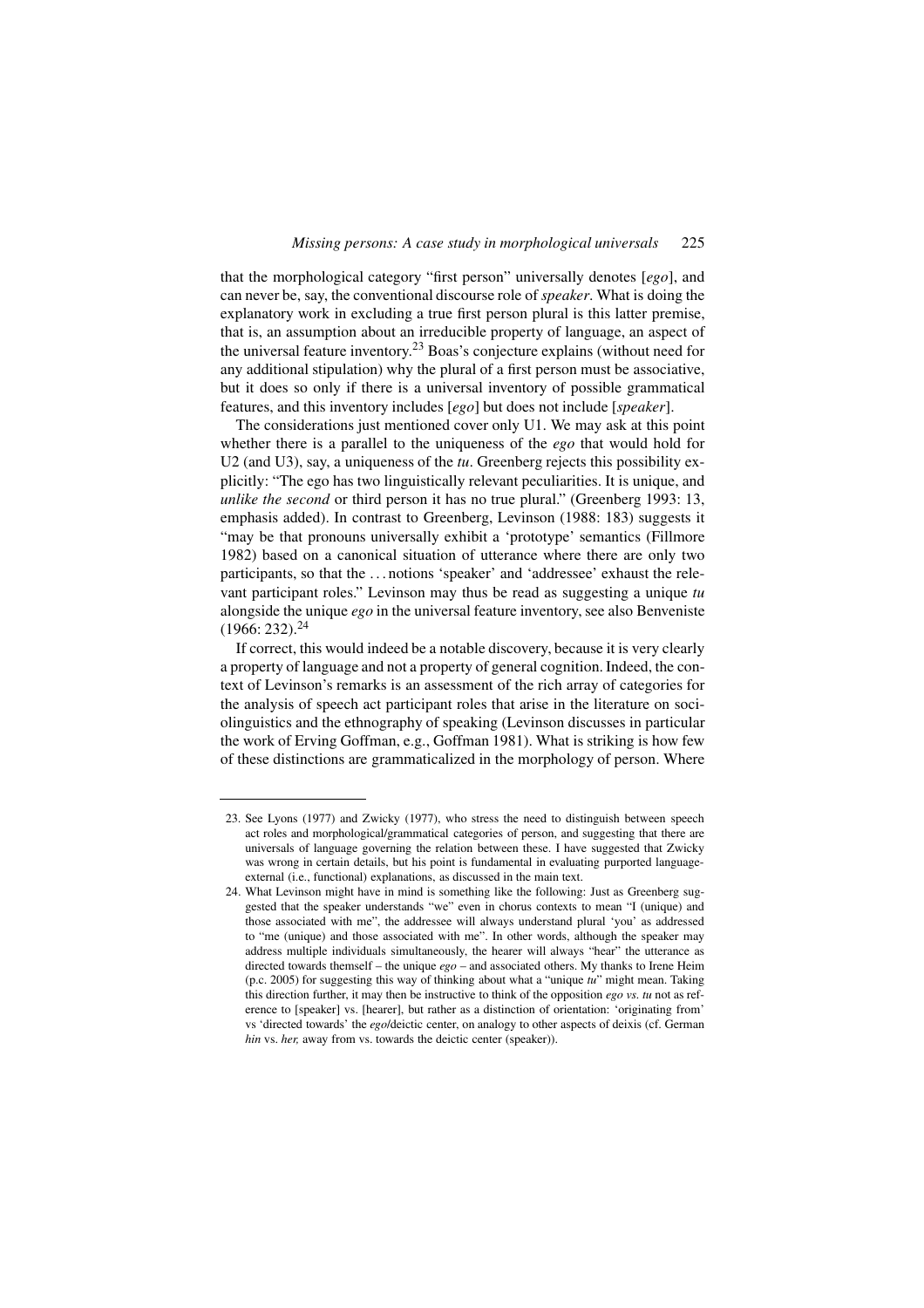that the morphological category "first person" universally denotes [*ego*], and can never be, say, the conventional discourse role of *speaker*. What is doing the explanatory work in excluding a true first person plural is this latter premise, that is, an assumption about an irreducible property of language, an aspect of the universal feature inventory.[23] Boas's conjecture explains (without need for any additional stipulation) why the plural of a first person must be associative, but it does so only if there is a universal inventory of possible grammatical features, and this inventory includes [*ego*] but does not include [*speaker*].

The considerations just mentioned cover only U1. We may ask at this point whether there is a parallel to the uniqueness of the *ego* that would hold for U2 (and U3), say, a uniqueness of the *tu*. Greenberg rejects this possibility explicitly: "The ego has two linguistically relevant peculiarities. It is unique, and *unlike the second* or third person it has no true plural." (Greenberg 1993: 13, emphasis added). In contrast to Greenberg, Levinson (1988: 183) suggests it "may be that pronouns universally exhibit a 'prototype' semantics (Fillmore 1982) based on a canonical situation of utterance where there are only two participants, so that the . . . notions 'speaker' and 'addressee' exhaust the relevant participant roles." Levinson may thus be read as suggesting a unique *tu* alongside the unique *ego* in the universal feature inventory, see also Benveniste (1966: 232).[24]

If correct, this would indeed be a notable discovery, because it is very clearly a property of language and not a property of general cognition. Indeed, the context of Levinson's remarks is an assessment of the rich array of categories for the analysis of speech act participant roles that arise in the literature on sociolinguistics and the ethnography of speaking (Levinson discusses in particular the work of Erving Goffman, e.g., Goffman 1981). What is striking is how few of these distinctions are grammaticalized in the morphology of person. Where

---

23. See Lyons (1977) and Zwicky (1977), who stress the need to distinguish between speech act roles and morphological/grammatical categories of person, and suggesting that there are universals of language governing the relation between these. I have suggested that Zwicky was wrong in certain details, but his point is fundamental in evaluating purported language-external (i.e., functional) explanations, as discussed in the main text.

24. What Levinson might have in mind is something like the following: Just as Greenberg suggested that the speaker understands "we" even in chorus contexts to mean "I (unique) and those associated with me", the addressee will always understand plural 'you' as addressed to "me (unique) and those associated with me". In other words, although the speaker may address multiple individuals simultaneously, the hearer will always "hear" the utterance as directed towards themself – the unique *ego* – and associated others. My thanks to Irene Heim (p.c. 2005) for suggesting this way of thinking about what a "unique *tu*" might mean. Taking this direction further, it may then be instructive to think of the opposition *ego vs. tu* not as reference to [speaker] vs. [hearer], but rather as a distinction of orientation: 'originating from' vs 'directed towards' the *ego*/deictic center, on analogy to other aspects of deixis (cf. German *hin* vs. *her,* away from vs. towards the deictic center (speaker)).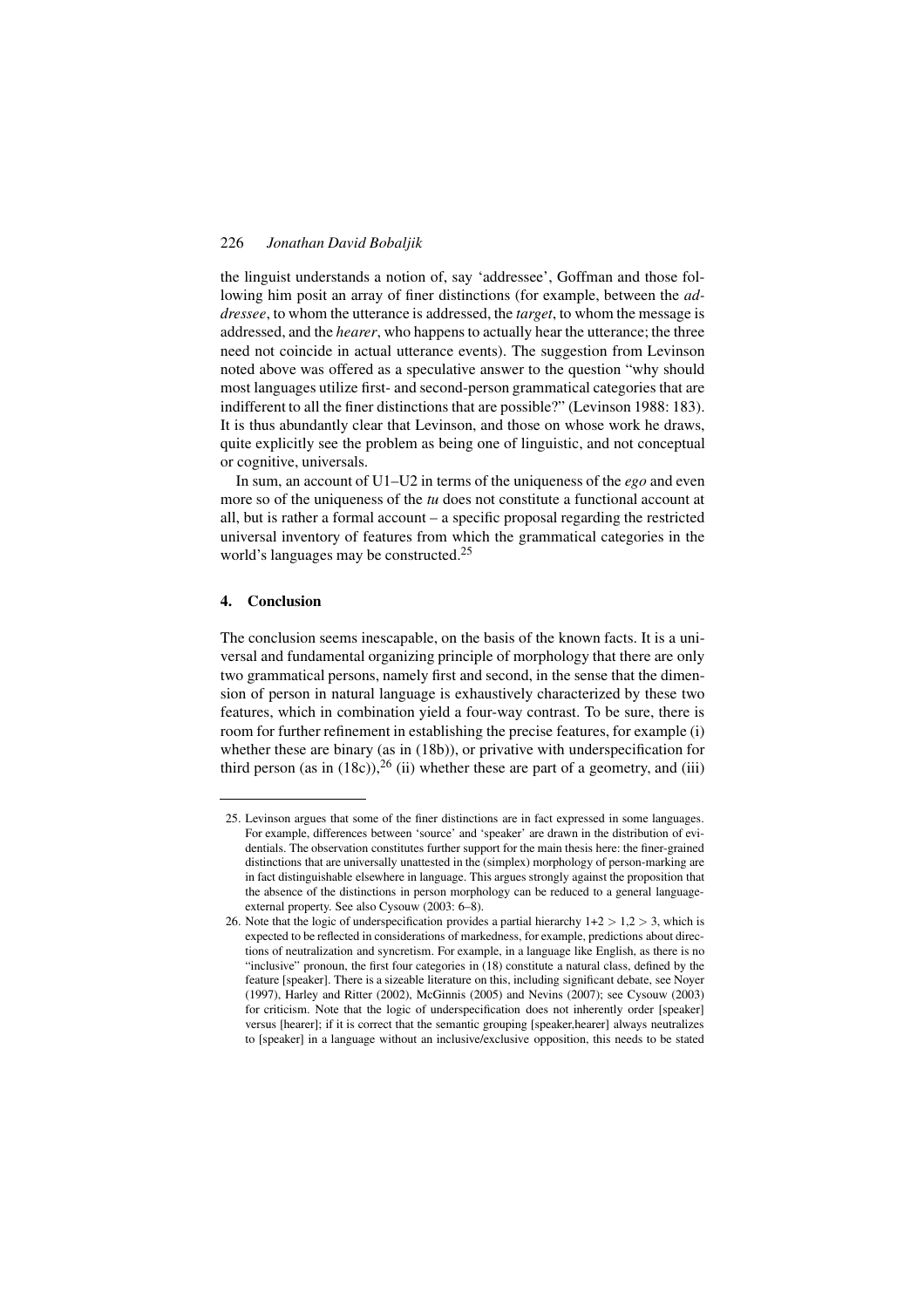the linguist understands a notion of, say 'addressee', Goffman and those following him posit an array of finer distinctions (for example, between the *addressee*, to whom the utterance is addressed, the *target*, to whom the message is addressed, and the *hearer*, who happens to actually hear the utterance; the three need not coincide in actual utterance events). The suggestion from Levinson noted above was offered as a speculative answer to the question "why should most languages utilize first- and second-person grammatical categories that are indifferent to all the finer distinctions that are possible?" (Levinson 1988: 183). It is thus abundantly clear that Levinson, and those on whose work he draws, quite explicitly see the problem as being one of linguistic, and not conceptual or cognitive, universals.

In sum, an account of U1–U2 in terms of the uniqueness of the *ego* and even more so of the uniqueness of the *tu* does not constitute a functional account at all, but is rather a formal account – a specific proposal regarding the restricted universal inventory of features from which the grammatical categories in the world's languages may be constructed.[25]

## 4. Conclusion

The conclusion seems inescapable, on the basis of the known facts. It is a universal and fundamental organizing principle of morphology that there are only two grammatical persons, namely first and second, in the sense that the dimension of person in natural language is exhaustively characterized by these two features, which in combination yield a four-way contrast. To be sure, there is room for further refinement in establishing the precise features, for example (i) whether these are binary (as in (18b)), or privative with underspecification for third person (as in (18c)),[26] (ii) whether these are part of a geometry, and (iii)

---

25. Levinson argues that some of the finer distinctions are in fact expressed in some languages. For example, differences between 'source' and 'speaker' are drawn in the distribution of evidentials. The observation constitutes further support for the main thesis here: the finer-grained distinctions that are universally unattested in the (simplex) morphology of person-marking are in fact distinguishable elsewhere in language. This argues strongly against the proposition that the absence of the distinctions in person morphology can be reduced to a general language-external property. See also Cysouw (2003: 6–8).

26. Note that the logic of underspecification provides a partial hierarchy $1{+}2 > 1{,}2 > 3$, which is expected to be reflected in considerations of markedness, for example, predictions about directions of neutralization and syncretism. For example, in a language like English, as there is no "inclusive" pronoun, the first four categories in (18) constitute a natural class, defined by the feature [speaker]. There is a sizeable literature on this, including significant debate, see Noyer (1997), Harley and Ritter (2002), McGinnis (2005) and Nevins (2007); see Cysouw (2003) for criticism. Note that the logic of underspecification does not inherently order [speaker] versus [hearer]; if it is correct that the semantic grouping [speaker,hearer] always neutralizes to [speaker] in a language without an inclusive/exclusive opposition, this needs to be stated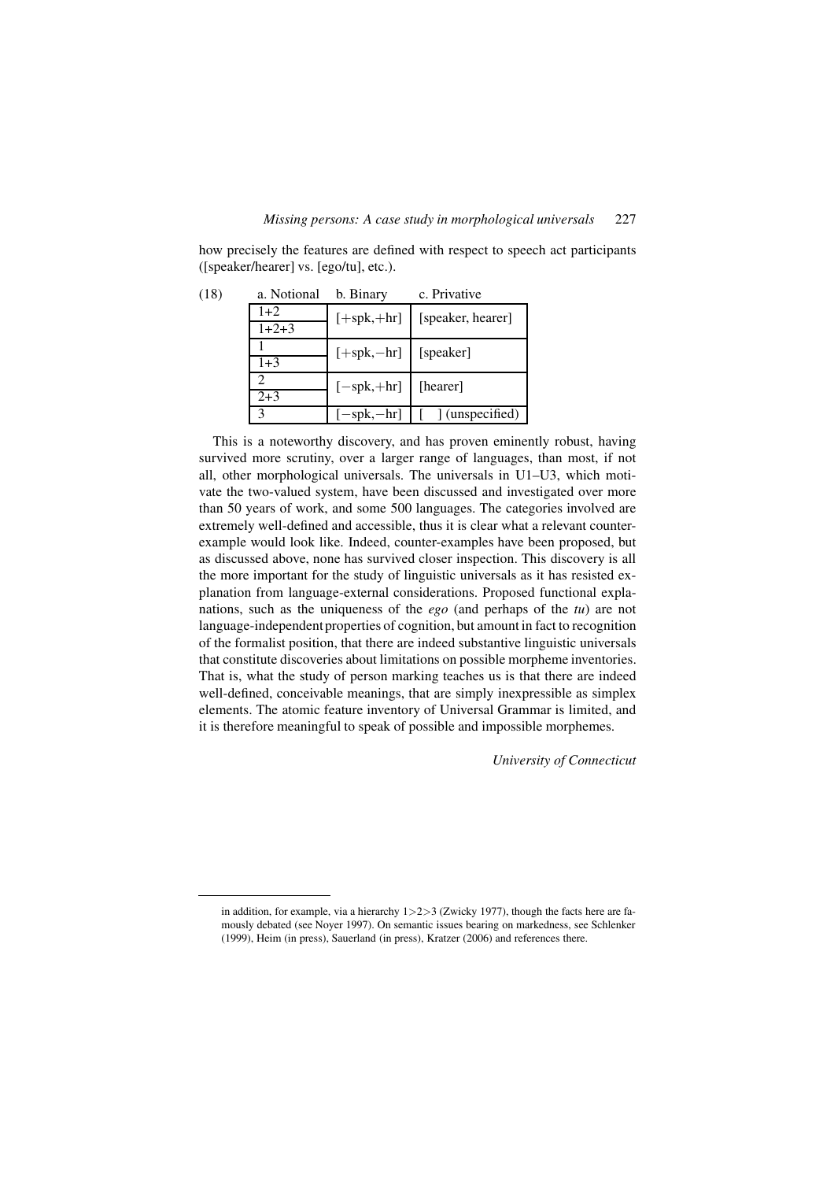how precisely the features are defined with respect to speech act participants ([speaker/hearer] vs. [ego/tu], etc.).

(18)

| a. Notional | b. Binary | c. Privative |
|---|---|---|
| 1+2 | [+spk,+hr] | [speaker, hearer] |
| 1+2+3 | | |
| 1 | [+spk,−hr] | [speaker] |
| 1+3 | | |
| 2 | [−spk,+hr] | [hearer] |
| 2+3 | | |
| 3 | [−spk,−hr] | [ ] (unspecified) |

This is a noteworthy discovery, and has proven eminently robust, having survived more scrutiny, over a larger range of languages, than most, if not all, other morphological universals. The universals in U1–U3, which motivate the two-valued system, have been discussed and investigated over more than 50 years of work, and some 500 languages. The categories involved are extremely well-defined and accessible, thus it is clear what a relevant counter-example would look like. Indeed, counter-examples have been proposed, but as discussed above, none has survived closer inspection. This discovery is all the more important for the study of linguistic universals as it has resisted explanation from language-external considerations. Proposed functional explanations, such as the uniqueness of the *ego* (and perhaps of the *tu*) are not language-independent properties of cognition, but amount in fact to recognition of the formalist position, that there are indeed substantive linguistic universals that constitute discoveries about limitations on possible morpheme inventories. That is, what the study of person marking teaches us is that there are indeed well-defined, conceivable meanings, that are simply inexpressible as simplex elements. The atomic feature inventory of Universal Grammar is limited, and it is therefore meaningful to speak of possible and impossible morphemes.

*University of Connecticut*

---

in addition, for example, via a hierarchy 1>2>3 (Zwicky 1977), though the facts here are famously debated (see Noyer 1997). On semantic issues bearing on markedness, see Schlenker (1999), Heim (in press), Sauerland (in press), Kratzer (2006) and references there.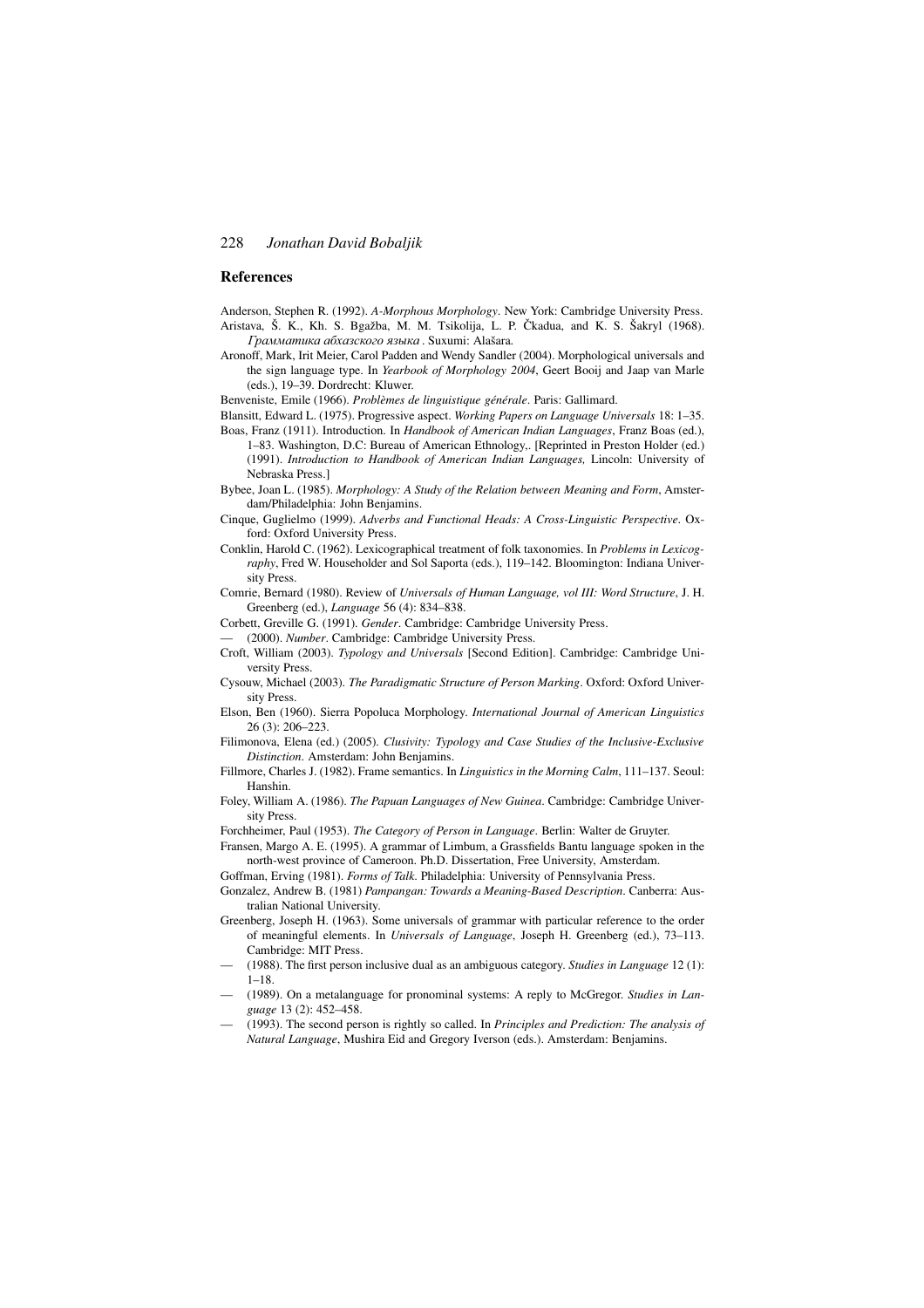## References

Anderson, Stephen R. (1992). *A-Morphous Morphology*. New York: Cambridge University Press.

Aristava, Š. K., Kh. S. Bgažba, M. M. Tsikolija, L. P. Čkadua, and K. S. Šakryl (1968). *Грамматика абхазского языка* . Suxumi: Alašara.

Aronoff, Mark, Irit Meier, Carol Padden and Wendy Sandler (2004). Morphological universals and the sign language type. In *Yearbook of Morphology 2004*, Geert Booij and Jaap van Marle (eds.), 19–39. Dordrecht: Kluwer.

Benveniste, Emile (1966). *Problèmes de linguistique générale*. Paris: Gallimard.

Blansitt, Edward L. (1975). Progressive aspect. *Working Papers on Language Universals* 18: 1–35.

Boas, Franz (1911). Introduction. In *Handbook of American Indian Languages*, Franz Boas (ed.), 1–83. Washington, D.C: Bureau of American Ethnology,. [Reprinted in Preston Holder (ed.) (1991). *Introduction to Handbook of American Indian Languages,* Lincoln: University of Nebraska Press.]

Bybee, Joan L. (1985). *Morphology: A Study of the Relation between Meaning and Form*, Amsterdam/Philadelphia: John Benjamins.

Cinque, Guglielmo (1999). *Adverbs and Functional Heads: A Cross-Linguistic Perspective*. Oxford: Oxford University Press.

Conklin, Harold C. (1962). Lexicographical treatment of folk taxonomies. In *Problems in Lexicography*, Fred W. Householder and Sol Saporta (eds.), 119–142. Bloomington: Indiana University Press.

Comrie, Bernard (1980). Review of *Universals of Human Language, vol III: Word Structure*, J. H. Greenberg (ed.), *Language* 56 (4): 834–838.

Corbett, Greville G. (1991). *Gender*. Cambridge: Cambridge University Press.

— (2000). *Number*. Cambridge: Cambridge University Press.

Croft, William (2003). *Typology and Universals* [Second Edition]. Cambridge: Cambridge University Press.

Cysouw, Michael (2003). *The Paradigmatic Structure of Person Marking*. Oxford: Oxford University Press.

Elson, Ben (1960). Sierra Popoluca Morphology. *International Journal of American Linguistics* 26 (3): 206–223.

Filimonova, Elena (ed.) (2005). *Clusivity: Typology and Case Studies of the Inclusive-Exclusive Distinction*. Amsterdam: John Benjamins.

Fillmore, Charles J. (1982). Frame semantics. In *Linguistics in the Morning Calm*, 111–137. Seoul: Hanshin.

Foley, William A. (1986). *The Papuan Languages of New Guinea*. Cambridge: Cambridge University Press.

Forchheimer, Paul (1953). *The Category of Person in Language*. Berlin: Walter de Gruyter.

Fransen, Margo A. E. (1995). A grammar of Limbum, a Grassfields Bantu language spoken in the north-west province of Cameroon. Ph.D. Dissertation, Free University, Amsterdam.

Goffman, Erving (1981). *Forms of Talk*. Philadelphia: University of Pennsylvania Press.

Gonzalez, Andrew B. (1981) *Pampangan: Towards a Meaning-Based Description*. Canberra: Australian National University.

Greenberg, Joseph H. (1963). Some universals of grammar with particular reference to the order of meaningful elements. In *Universals of Language*, Joseph H. Greenberg (ed.), 73–113. Cambridge: MIT Press.

— (1988). The first person inclusive dual as an ambiguous category. *Studies in Language* 12 (1): 1–18.

— (1989). On a metalanguage for pronominal systems: A reply to McGregor. *Studies in Language* 13 (2): 452–458.

— (1993). The second person is rightly so called. In *Principles and Prediction: The analysis of Natural Language*, Mushira Eid and Gregory Iverson (eds.). Amsterdam: Benjamins.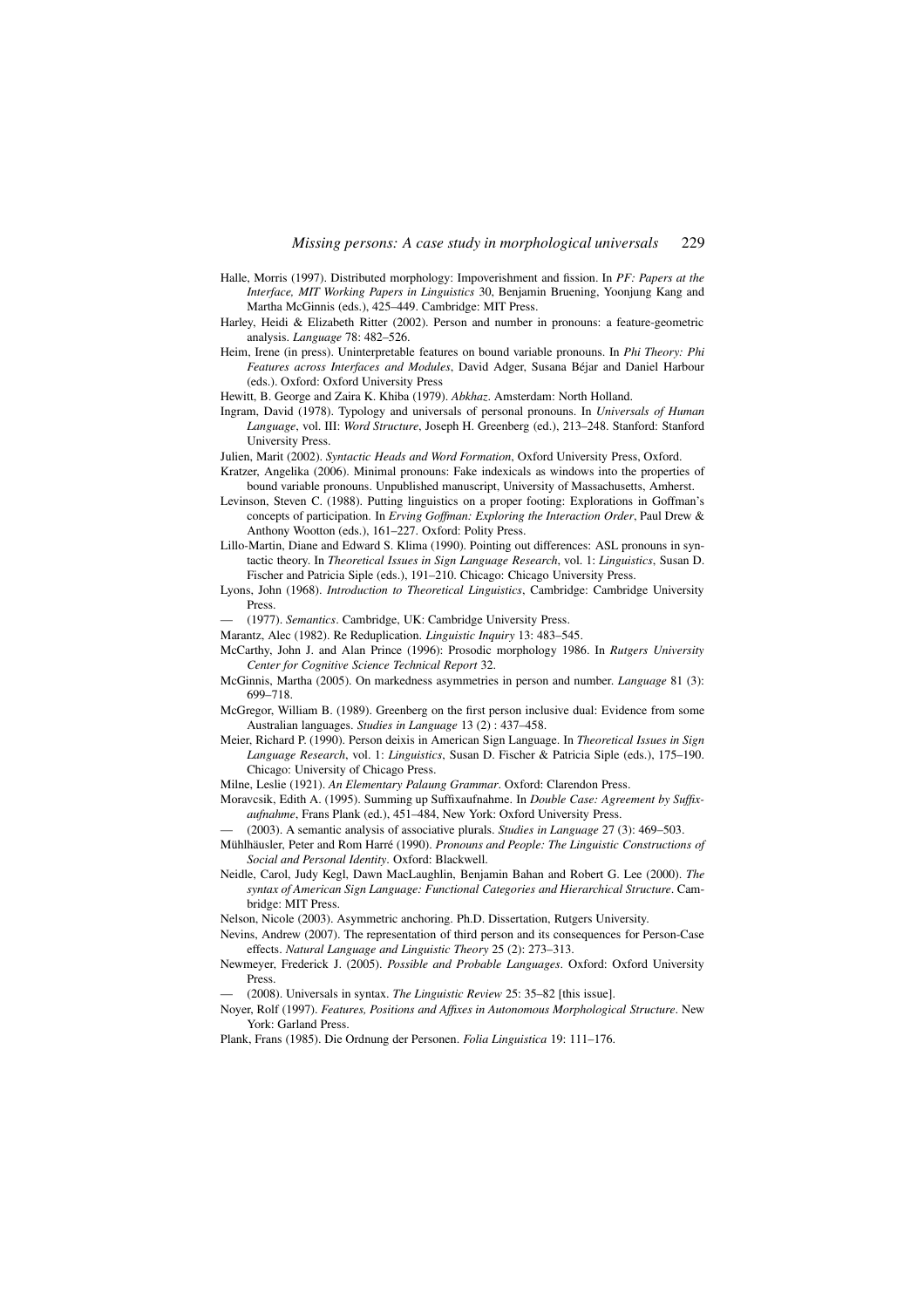Halle, Morris (1997). Distributed morphology: Impoverishment and fission. In *PF: Papers at the Interface, MIT Working Papers in Linguistics* 30, Benjamin Bruening, Yoonjung Kang and Martha McGinnis (eds.), 425–449. Cambridge: MIT Press.

Harley, Heidi & Elizabeth Ritter (2002). Person and number in pronouns: a feature-geometric analysis. *Language* 78: 482–526.

Heim, Irene (in press). Uninterpretable features on bound variable pronouns. In *Phi Theory: Phi Features across Interfaces and Modules*, David Adger, Susana Béjar and Daniel Harbour (eds.). Oxford: Oxford University Press

Hewitt, B. George and Zaira K. Khiba (1979). *Abkhaz*. Amsterdam: North Holland.

Ingram, David (1978). Typology and universals of personal pronouns. In *Universals of Human Language*, vol. III: *Word Structure*, Joseph H. Greenberg (ed.), 213–248. Stanford: Stanford University Press.

Julien, Marit (2002). *Syntactic Heads and Word Formation*, Oxford University Press, Oxford.

Kratzer, Angelika (2006). Minimal pronouns: Fake indexicals as windows into the properties of bound variable pronouns. Unpublished manuscript, University of Massachusetts, Amherst.

Levinson, Steven C. (1988). Putting linguistics on a proper footing: Explorations in Goffman's concepts of participation. In *Erving Goffman: Exploring the Interaction Order*, Paul Drew & Anthony Wootton (eds.), 161–227. Oxford: Polity Press.

Lillo-Martin, Diane and Edward S. Klima (1990). Pointing out differences: ASL pronouns in syntactic theory. In *Theoretical Issues in Sign Language Research*, vol. 1: *Linguistics*, Susan D. Fischer and Patricia Siple (eds.), 191–210. Chicago: Chicago University Press.

Lyons, John (1968). *Introduction to Theoretical Linguistics*, Cambridge: Cambridge University Press.

— (1977). *Semantics*. Cambridge, UK: Cambridge University Press.

Marantz, Alec (1982). Re Reduplication. *Linguistic Inquiry* 13: 483–545.

McCarthy, John J. and Alan Prince (1996): Prosodic morphology 1986. In *Rutgers University Center for Cognitive Science Technical Report* 32.

McGinnis, Martha (2005). On markedness asymmetries in person and number. *Language* 81 (3): 699–718.

McGregor, William B. (1989). Greenberg on the first person inclusive dual: Evidence from some Australian languages. *Studies in Language* 13 (2) : 437–458.

Meier, Richard P. (1990). Person deixis in American Sign Language. In *Theoretical Issues in Sign Language Research*, vol. 1: *Linguistics*, Susan D. Fischer & Patricia Siple (eds.), 175–190. Chicago: University of Chicago Press.

Milne, Leslie (1921). *An Elementary Palaung Grammar*. Oxford: Clarendon Press.

Moravcsik, Edith A. (1995). Summing up Suffixaufnahme. In *Double Case: Agreement by Suffixaufnahme*, Frans Plank (ed.), 451–484, New York: Oxford University Press.

— (2003). A semantic analysis of associative plurals. *Studies in Language* 27 (3): 469–503.

Mühlhäusler, Peter and Rom Harré (1990). *Pronouns and People: The Linguistic Constructions of Social and Personal Identity*. Oxford: Blackwell.

Neidle, Carol, Judy Kegl, Dawn MacLaughlin, Benjamin Bahan and Robert G. Lee (2000). *The syntax of American Sign Language: Functional Categories and Hierarchical Structure*. Cambridge: MIT Press.

Nelson, Nicole (2003). Asymmetric anchoring. Ph.D. Dissertation, Rutgers University.

Nevins, Andrew (2007). The representation of third person and its consequences for Person-Case effects. *Natural Language and Linguistic Theory* 25 (2): 273–313.

Newmeyer, Frederick J. (2005). *Possible and Probable Languages*. Oxford: Oxford University Press.

— (2008). Universals in syntax. *The Linguistic Review* 25: 35–82 [this issue].

Noyer, Rolf (1997). *Features, Positions and Affixes in Autonomous Morphological Structure*. New York: Garland Press.

Plank, Frans (1985). Die Ordnung der Personen. *Folia Linguistica* 19: 111–176.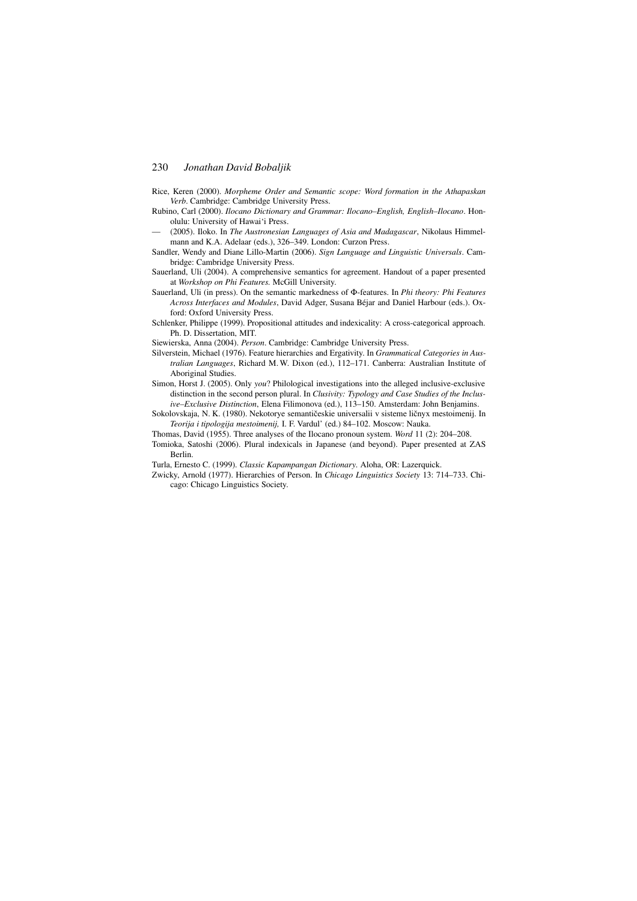Rice, Keren (2000). *Morpheme Order and Semantic scope: Word formation in the Athapaskan Verb*. Cambridge: Cambridge University Press.

Rubino, Carl (2000). *Ilocano Dictionary and Grammar: Ilocano–English, English–Ilocano*. Honolulu: University of Hawai'i Press.

— (2005). Iloko. In *The Austronesian Languages of Asia and Madagascar*, Nikolaus Himmelmann and K.A. Adelaar (eds.), 326–349. London: Curzon Press.

Sandler, Wendy and Diane Lillo-Martin (2006). *Sign Language and Linguistic Universals*. Cambridge: Cambridge University Press.

Sauerland, Uli (2004). A comprehensive semantics for agreement. Handout of a paper presented at *Workshop on Phi Features.* McGill University.

Sauerland, Uli (in press). On the semantic markedness of Φ-features. In *Phi theory: Phi Features Across Interfaces and Modules*, David Adger, Susana Béjar and Daniel Harbour (eds.). Oxford: Oxford University Press.

Schlenker, Philippe (1999). Propositional attitudes and indexicality: A cross-categorical approach. Ph. D. Dissertation, MIT.

Siewierska, Anna (2004). *Person*. Cambridge: Cambridge University Press.

Silverstein, Michael (1976). Feature hierarchies and Ergativity. In *Grammatical Categories in Australian Languages*, Richard M. W. Dixon (ed.), 112–171. Canberra: Australian Institute of Aboriginal Studies.

Simon, Horst J. (2005). Only *you*? Philological investigations into the alleged inclusive-exclusive distinction in the second person plural. In *Clusivity: Typology and Case Studies of the Inclusive–Exclusive Distinction*, Elena Filimonova (ed.), 113–150. Amsterdam: John Benjamins.

Sokolovskaja, N. K. (1980). Nekotorye semantičeskie universalii v sisteme ličnyx mestoimenij. In *Teorija i tipologija mestoimenij,* I. F. Vardul' (ed.) 84–102. Moscow: Nauka.

Thomas, David (1955). Three analyses of the Ilocano pronoun system. *Word* 11 (2): 204–208.

Tomioka, Satoshi (2006). Plural indexicals in Japanese (and beyond). Paper presented at ZAS Berlin.

Turla, Ernesto C. (1999). *Classic Kapampangan Dictionary*. Aloha, OR: Lazerquick.

Zwicky, Arnold (1977). Hierarchies of Person. In *Chicago Linguistics Society* 13: 714–733. Chicago: Chicago Linguistics Society.